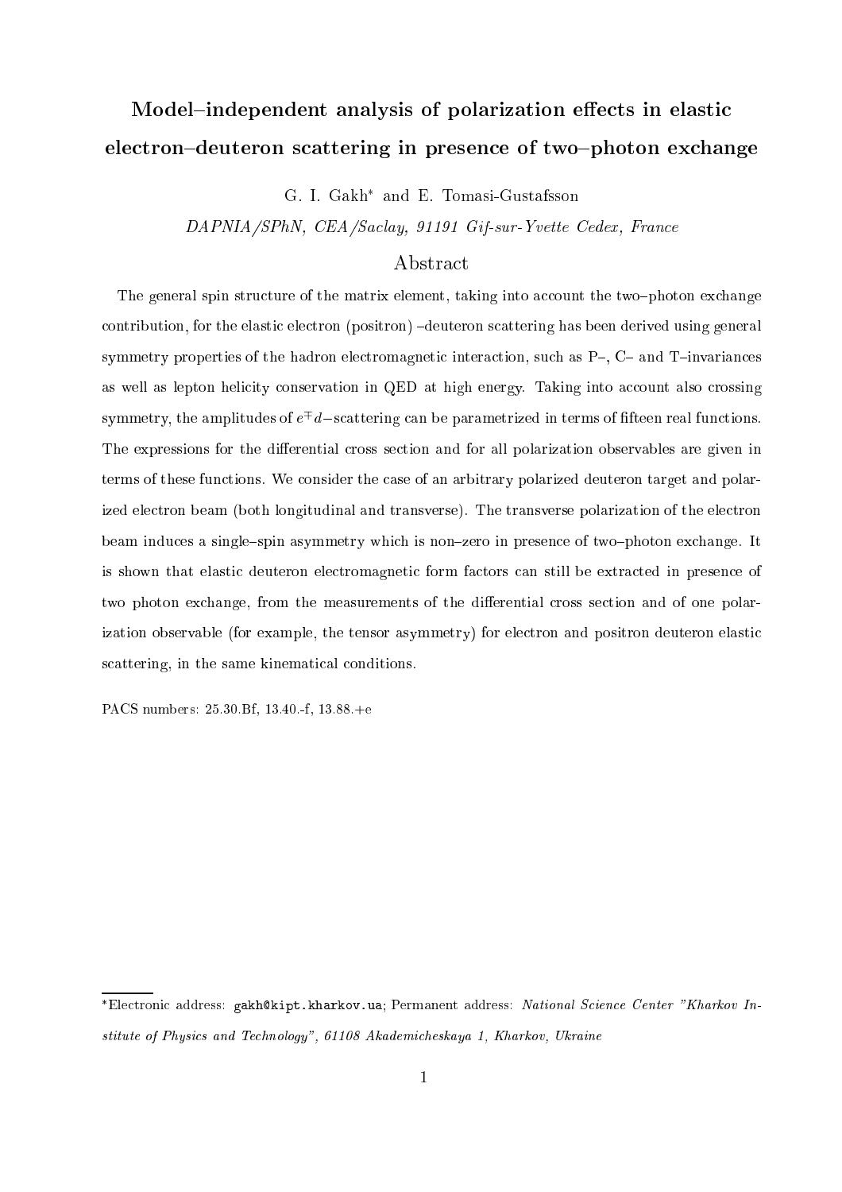# Model–independent analysis of polarization effects in elastic electron–deuteron scattering in presence of two–photon exchange

G. I. Gakh* and E. Tomasi-Gustafsson

*DAPNIA/SPhN, CEA/Saclay, 91191 Gif-sur-Yvette Cedex, France*

## Abstract

The general spin structure of the matrix element, taking into account the two–photon exchange contribution, for the elastic electron (positron) –deuteron scattering has been derived using general symmetry properties of the hadron electromagnetic interaction, such as P–, C– and T–invariances as well as lepton helicity conservation in QED at high energy. Taking into account also crossing symmetry, the amplitudes of $e^{\mp}d-$scattering can be parametrized in terms of fifteen real functions. The expressions for the differential cross section and for all polarization observables are given in terms of these functions. We consider the case of an arbitrary polarized deuteron target and polarized electron beam (both longitudinal and transverse). The transverse polarization of the electron beam induces a single–spin asymmetry which is non–zero in presence of two–photon exchange. It is shown that elastic deuteron electromagnetic form factors can still be extracted in presence of two photon exchange, from the measurements of the differential cross section and of one polarization observable (for example, the tensor asymmetry) for electron and positron deuteron elastic scattering, in the same kinematical conditions.

PACS numbers: 25.30.Bf, 13.40.-f, 13.88.+e

*Electronic address: gakh@kipt.kharkov.ua; Permanent address: *National Science Center "Kharkov Institute of Physics and Technology", 61108 Akademicheskaya 1, Kharkov, Ukraine*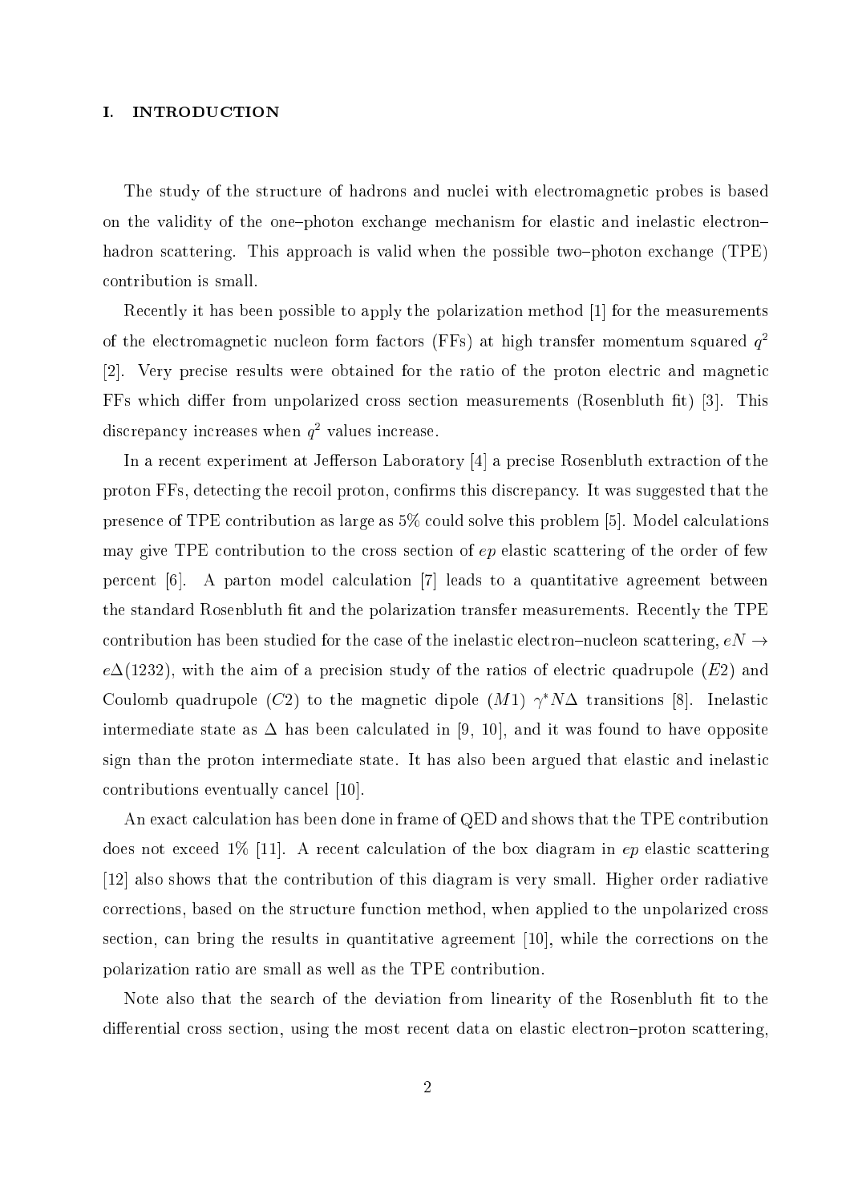## I. INTRODUCTION

The study of the structure of hadrons and nuclei with electromagnetic probes is based on the validity of the one–photon exchange mechanism for elastic and inelastic electron–hadron scattering. This approach is valid when the possible two–photon exchange (TPE) contribution is small.

Recently it has been possible to apply the polarization method [1] for the measurements of the electromagnetic nucleon form factors (FFs) at high transfer momentum squared $q^2$ [2]. Very precise results were obtained for the ratio of the proton electric and magnetic FFs which differ from unpolarized cross section measurements (Rosenbluth fit) [3]. This discrepancy increases when $q^2$ values increase.

In a recent experiment at Jefferson Laboratory [4] a precise Rosenbluth extraction of the proton FFs, detecting the recoil proton, confirms this discrepancy. It was suggested that the presence of TPE contribution as large as 5% could solve this problem [5]. Model calculations may give TPE contribution to the cross section of $ep$ elastic scattering of the order of few percent [6]. A parton model calculation [7] leads to a quantitative agreement between the standard Rosenbluth fit and the polarization transfer measurements. Recently the TPE contribution has been studied for the case of the inelastic electron–nucleon scattering, $eN \to e\Delta(1232)$, with the aim of a precision study of the ratios of electric quadrupole ($E2$) and Coulomb quadrupole ($C2$) to the magnetic dipole ($M1$) $\gamma^* N\Delta$ transitions [8]. Inelastic intermediate state as $\Delta$ has been calculated in [9, 10], and it was found to have opposite sign than the proton intermediate state. It has also been argued that elastic and inelastic contributions eventually cancel [10].

An exact calculation has been done in frame of QED and shows that the TPE contribution does not exceed 1% [11]. A recent calculation of the box diagram in $ep$ elastic scattering [12] also shows that the contribution of this diagram is very small. Higher order radiative corrections, based on the structure function method, when applied to the unpolarized cross section, can bring the results in quantitative agreement [10], while the corrections on the polarization ratio are small as well as the TPE contribution.

Note also that the search of the deviation from linearity of the Rosenbluth fit to the differential cross section, using the most recent data on elastic electron–proton scattering,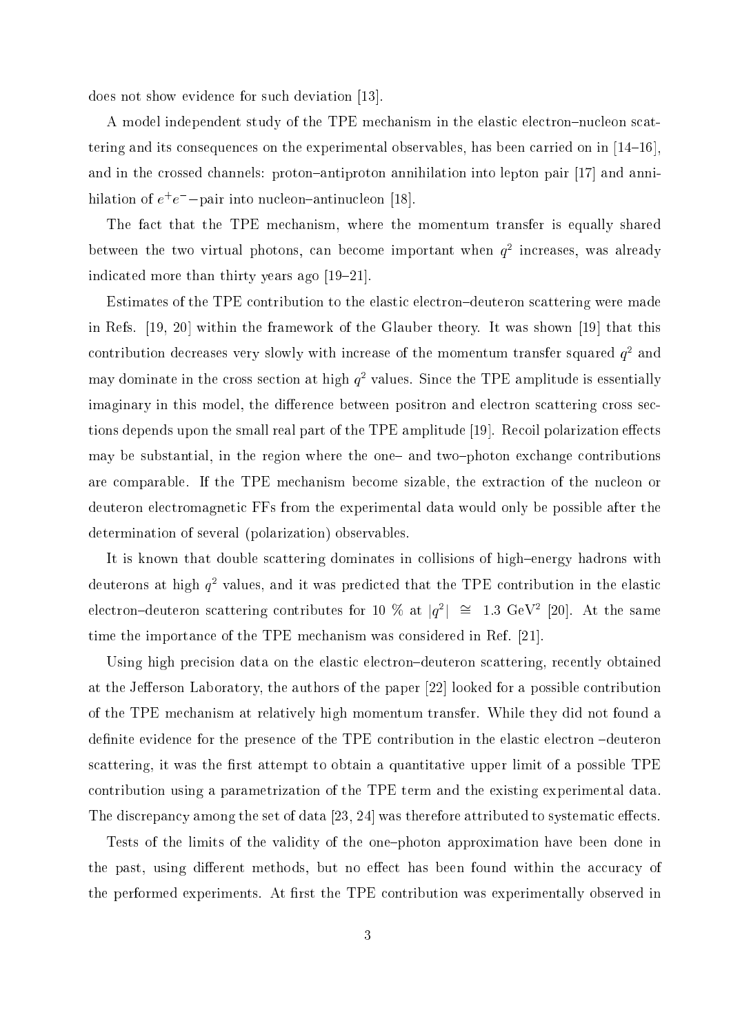does not show evidence for such deviation [13].

A model independent study of the TPE mechanism in the elastic electron–nucleon scattering and its consequences on the experimental observables, has been carried on in [14–16], and in the crossed channels: proton–antiproton annihilation into lepton pair [17] and annihilation of $e^+e^-$–pair into nucleon–antinucleon [18].

The fact that the TPE mechanism, where the momentum transfer is equally shared between the two virtual photons, can become important when $q^2$ increases, was already indicated more than thirty years ago [19–21].

Estimates of the TPE contribution to the elastic electron–deuteron scattering were made in Refs. [19, 20] within the framework of the Glauber theory. It was shown [19] that this contribution decreases very slowly with increase of the momentum transfer squared $q^2$ and may dominate in the cross section at high $q^2$ values. Since the TPE amplitude is essentially imaginary in this model, the difference between positron and electron scattering cross sections depends upon the small real part of the TPE amplitude [19]. Recoil polarization effects may be substantial, in the region where the one– and two–photon exchange contributions are comparable. If the TPE mechanism become sizable, the extraction of the nucleon or deuteron electromagnetic FFs from the experimental data would only be possible after the determination of several (polarization) observables.

It is known that double scattering dominates in collisions of high–energy hadrons with deuterons at high $q^2$ values, and it was predicted that the TPE contribution in the elastic electron–deuteron scattering contributes for 10 % at $|q^2| \cong 1.3$ GeV$^2$ [20]. At the same time the importance of the TPE mechanism was considered in Ref. [21].

Using high precision data on the elastic electron–deuteron scattering, recently obtained at the Jefferson Laboratory, the authors of the paper [22] looked for a possible contribution of the TPE mechanism at relatively high momentum transfer. While they did not found a definite evidence for the presence of the TPE contribution in the elastic electron –deuteron scattering, it was the first attempt to obtain a quantitative upper limit of a possible TPE contribution using a parametrization of the TPE term and the existing experimental data. The discrepancy among the set of data [23, 24] was therefore attributed to systematic effects.

Tests of the limits of the validity of the one–photon approximation have been done in the past, using different methods, but no effect has been found within the accuracy of the performed experiments. At first the TPE contribution was experimentally observed in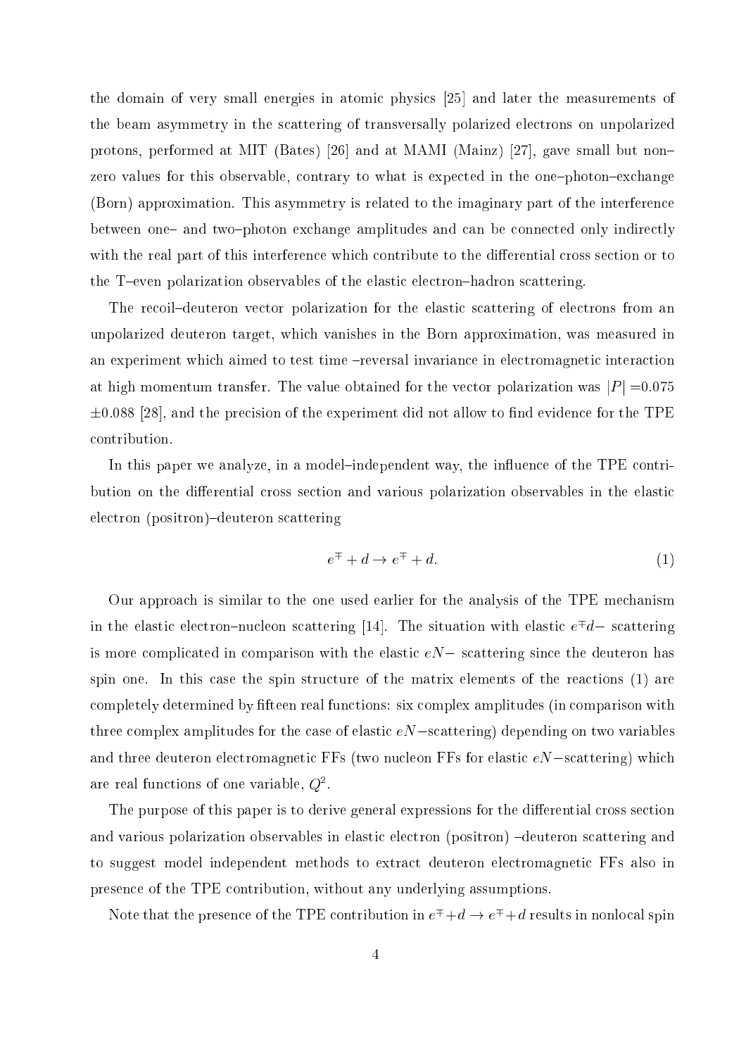the domain of very small energies in atomic physics [25] and later the measurements of the beam asymmetry in the scattering of transversally polarized electrons on unpolarized protons, performed at MIT (Bates) [26] and at MAMI (Mainz) [27], gave small but non–zero values for this observable, contrary to what is expected in the one–photon–exchange (Born) approximation. This asymmetry is related to the imaginary part of the interference between one– and two–photon exchange amplitudes and can be connected only indirectly with the real part of this interference which contribute to the differential cross section or to the T–even polarization observables of the elastic electron–hadron scattering.

The recoil–deuteron vector polarization for the elastic scattering of electrons from an unpolarized deuteron target, which vanishes in the Born approximation, was measured in an experiment which aimed to test time –reversal invariance in electromagnetic interaction at high momentum transfer. The value obtained for the vector polarization was $|P|=0.075 \pm 0.088$ [28], and the precision of the experiment did not allow to find evidence for the TPE contribution.

In this paper we analyze, in a model–independent way, the influence of the TPE contribution on the differential cross section and various polarization observables in the elastic electron (positron)–deuteron scattering

$$e^{\mp} + d \to e^{\mp} + d. \tag{1}$$

Our approach is similar to the one used earlier for the analysis of the TPE mechanism in the elastic electron–nucleon scattering [14]. The situation with elastic $e^{\mp}d-$ scattering is more complicated in comparison with the elastic $eN-$ scattering since the deuteron has spin one. In this case the spin structure of the matrix elements of the reactions (1) are completely determined by fifteen real functions: six complex amplitudes (in comparison with three complex amplitudes for the case of elastic $eN-$scattering) depending on two variables and three deuteron electromagnetic FFs (two nucleon FFs for elastic $eN-$scattering) which are real functions of one variable, $Q^2$.

The purpose of this paper is to derive general expressions for the differential cross section and various polarization observables in elastic electron (positron) –deuteron scattering and to suggest model independent methods to extract deuteron electromagnetic FFs also in presence of the TPE contribution, without any underlying assumptions.

Note that the presence of the TPE contribution in $e^{\mp}+d \to e^{\mp}+d$ results in nonlocal spin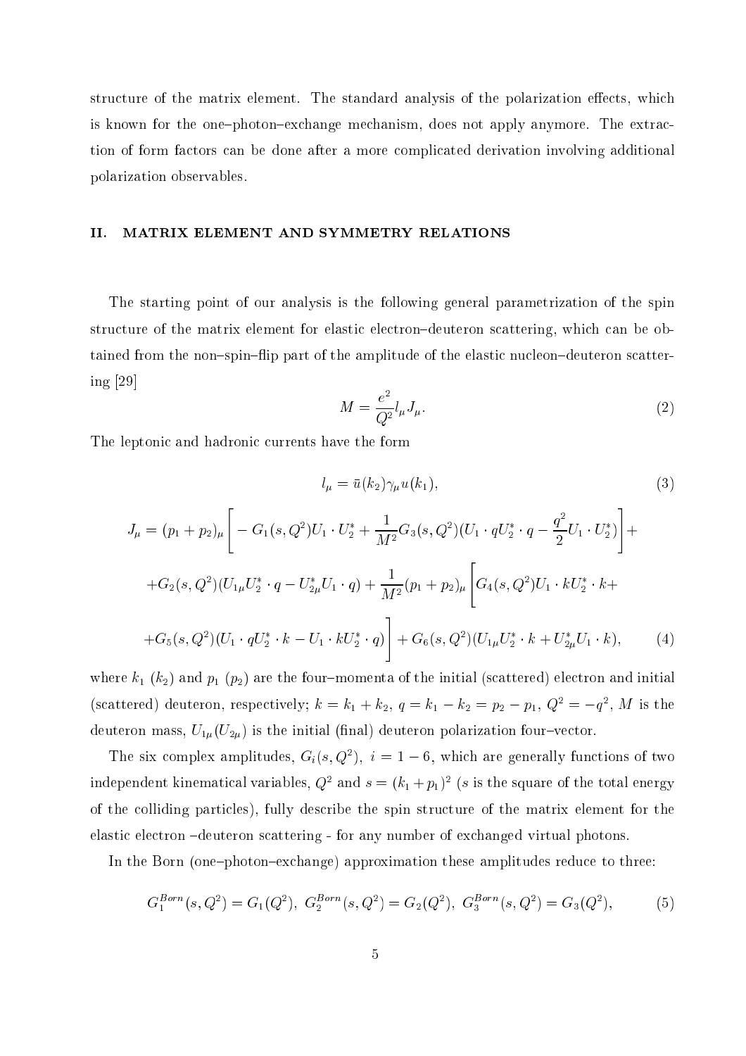structure of the matrix element. The standard analysis of the polarization effects, which is known for the one–photon–exchange mechanism, does not apply anymore. The extraction of form factors can be done after a more complicated derivation involving additional polarization observables.

## II. MATRIX ELEMENT AND SYMMETRY RELATIONS

The starting point of our analysis is the following general parametrization of the spin structure of the matrix element for elastic electron–deuteron scattering, which can be obtained from the non–spin–flip part of the amplitude of the elastic nucleon–deuteron scattering [29]

$$M = \frac{e^2}{Q^2} l_\mu J_\mu. \tag{2}$$

The leptonic and hadronic currents have the form

$$l_\mu = \bar{u}(k_2)\gamma_\mu u(k_1), \tag{3}$$

$$\begin{aligned}
J_\mu = (p_1+p_2)_\mu \Bigg[ -G_1(s,Q^2) U_1 \cdot U_2^* + \frac{1}{M^2} G_3(s,Q^2)(U_1 \cdot q U_2^* \cdot q - \frac{q^2}{2} U_1 \cdot U_2^*)\Bigg] + \\
+ G_2(s,Q^2)(U_{1\mu} U_2^* \cdot q - U_{2\mu}^* U_1 \cdot q) + \frac{1}{M^2}(p_1+p_2)_\mu \Bigg[ G_4(s,Q^2) U_1 \cdot k U_2^* \cdot k + \\
+ G_5(s,Q^2)(U_1 \cdot q U_2^* \cdot k - U_1 \cdot k U_2^* \cdot q)\Bigg] + G_6(s,Q^2)(U_{1\mu} U_2^* \cdot k + U_{2\mu}^* U_1 \cdot k),
\end{aligned} \tag{4}$$

where $k_1$ ($k_2$) and $p_1$ ($p_2$) are the four–momenta of the initial (scattered) electron and initial (scattered) deuteron, respectively; $k = k_1 + k_2$, $q = k_1 - k_2 = p_2 - p_1$, $Q^2 = -q^2$, $M$ is the deuteron mass, $U_{1\mu}(U_{2\mu})$ is the initial (final) deuteron polarization four–vector.

The six complex amplitudes, $G_i(s, Q^2),\ i = 1-6$, which are generally functions of two independent kinematical variables, $Q^2$ and $s = (k_1 + p_1)^2$ ($s$ is the square of the total energy of the colliding particles), fully describe the spin structure of the matrix element for the elastic electron –deuteron scattering - for any number of exchanged virtual photons.

In the Born (one–photon–exchange) approximation these amplitudes reduce to three:

$$G_1^{Born}(s,Q^2) = G_1(Q^2),\ G_2^{Born}(s,Q^2) = G_2(Q^2),\ G_3^{Born}(s,Q^2) = G_3(Q^2), \tag{5}$$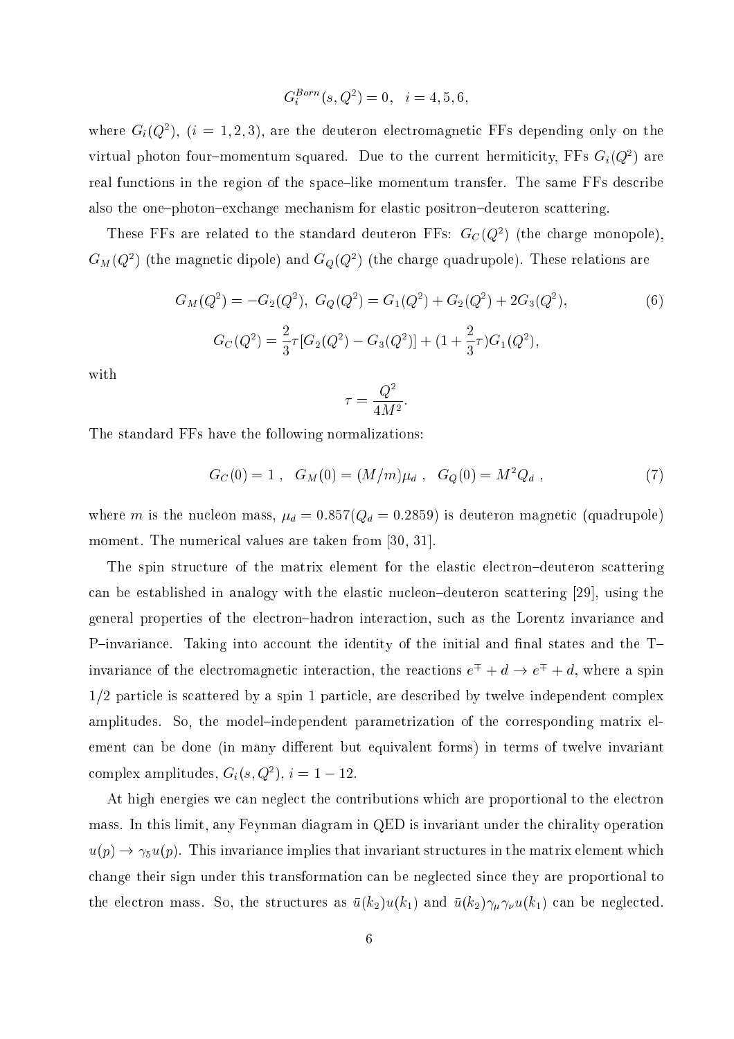$$G_i^{Born}(s,Q^2)=0,\quad i=4,5,6,$$

where $G_i(Q^2)$, $(i=1,2,3)$, are the deuteron electromagnetic FFs depending only on the virtual photon four–momentum squared. Due to the current hermiticity, FFs $G_i(Q^2)$ are real functions in the region of the space–like momentum transfer. The same FFs describe also the one–photon–exchange mechanism for elastic positron–deuteron scattering.

These FFs are related to the standard deuteron FFs: $G_C(Q^2)$ (the charge monopole), $G_M(Q^2)$ (the magnetic dipole) and $G_Q(Q^2)$ (the charge quadrupole). These relations are

$$G_M(Q^2)=-G_2(Q^2),\ G_Q(Q^2)=G_1(Q^2)+G_2(Q^2)+2G_3(Q^2), \tag{6}$$

$$G_C(Q^2)=\frac{2}{3}\tau[G_2(Q^2)-G_3(Q^2)]+(1+\frac{2}{3}\tau)G_1(Q^2),$$

with

$$\tau=\frac{Q^2}{4M^2}.$$

The standard FFs have the following normalizations:

$$G_C(0)=1\ ,\quad G_M(0)=(M/m)\mu_d\ ,\quad G_Q(0)=M^2Q_d\ , \tag{7}$$

where $m$ is the nucleon mass, $\mu_d=0.857(Q_d=0.2859)$ is deuteron magnetic (quadrupole) moment. The numerical values are taken from [30, 31].

The spin structure of the matrix element for the elastic electron–deuteron scattering can be established in analogy with the elastic nucleon–deuteron scattering [29], using the general properties of the electron–hadron interaction, such as the Lorentz invariance and P–invariance. Taking into account the identity of the initial and final states and the T–invariance of the electromagnetic interaction, the reactions $e^{\mp}+d\to e^{\mp}+d$, where a spin 1/2 particle is scattered by a spin 1 particle, are described by twelve independent complex amplitudes. So, the model–independent parametrization of the corresponding matrix element can be done (in many different but equivalent forms) in terms of twelve invariant complex amplitudes, $G_i(s,Q^2)$, $i=1-12$.

At high energies we can neglect the contributions which are proportional to the electron mass. In this limit, any Feynman diagram in QED is invariant under the chirality operation $u(p)\to\gamma_5u(p)$. This invariance implies that invariant structures in the matrix element which change their sign under this transformation can be neglected since they are proportional to the electron mass. So, the structures as $\bar{u}(k_2)u(k_1)$ and $\bar{u}(k_2)\gamma_\mu\gamma_\nu u(k_1)$ can be neglected.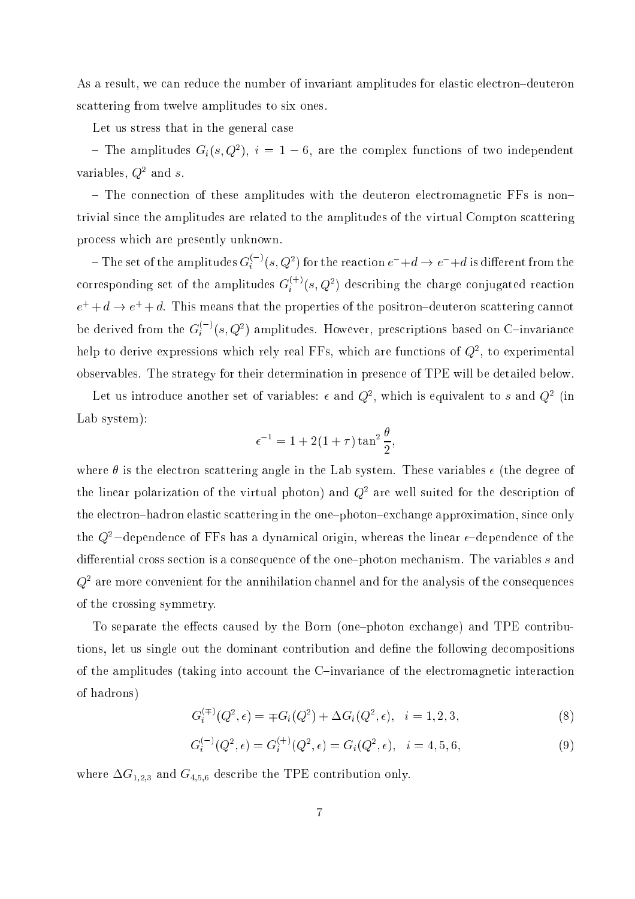As a result, we can reduce the number of invariant amplitudes for elastic electron–deuteron scattering from twelve amplitudes to six ones.

Let us stress that in the general case

– The amplitudes $G_i(s, Q^2)$, $i = 1-6$, are the complex functions of two independent variables, $Q^2$ and $s$.

– The connection of these amplitudes with the deuteron electromagnetic FFs is non–trivial since the amplitudes are related to the amplitudes of the virtual Compton scattering process which are presently unknown.

– The set of the amplitudes $G_i^{(-)}(s, Q^2)$ for the reaction $e^- + d \to e^- + d$ is different from the corresponding set of the amplitudes $G_i^{(+)}(s, Q^2)$ describing the charge conjugated reaction $e^+ + d \to e^+ + d$. This means that the properties of the positron–deuteron scattering cannot be derived from the $G_i^{(-)}(s, Q^2)$ amplitudes. However, prescriptions based on C–invariance help to derive expressions which rely real FFs, which are functions of $Q^2$, to experimental observables. The strategy for their determination in presence of TPE will be detailed below.

Let us introduce another set of variables: $\epsilon$ and $Q^2$, which is equivalent to $s$ and $Q^2$ (in Lab system):

$$\epsilon^{-1} = 1 + 2(1+\tau)\tan^2\frac{\theta}{2},$$

where $\theta$ is the electron scattering angle in the Lab system. These variables $\epsilon$ (the degree of the linear polarization of the virtual photon) and $Q^2$ are well suited for the description of the electron–hadron elastic scattering in the one–photon–exchange approximation, since only the $Q^2$–dependence of FFs has a dynamical origin, whereas the linear $\epsilon$–dependence of the differential cross section is a consequence of the one–photon mechanism. The variables $s$ and $Q^2$ are more convenient for the annihilation channel and for the analysis of the consequences of the crossing symmetry.

To separate the effects caused by the Born (one–photon exchange) and TPE contributions, let us single out the dominant contribution and define the following decompositions of the amplitudes (taking into account the C–invariance of the electromagnetic interaction of hadrons)

$$G_i^{(\mp)}(Q^2, \epsilon) = \mp G_i(Q^2) + \Delta G_i(Q^2, \epsilon), \quad i = 1, 2, 3, \tag{8}$$

$$G_i^{(-)}(Q^2, \epsilon) = G_i^{(+)}(Q^2, \epsilon) = G_i(Q^2, \epsilon), \quad i = 4, 5, 6, \tag{9}$$

where $\Delta G_{1,2,3}$ and $G_{4,5,6}$ describe the TPE contribution only.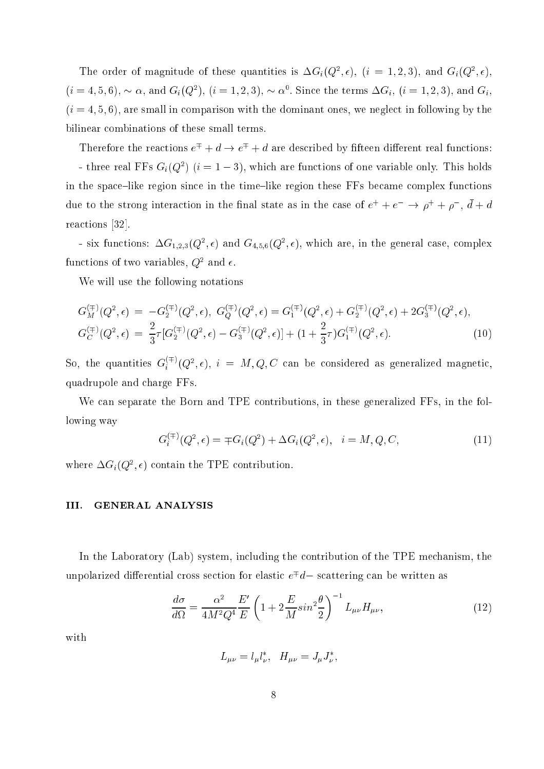The order of magnitude of these quantities is $\Delta G_i(Q^2,\epsilon)$, $(i=1,2,3)$, and $G_i(Q^2,\epsilon)$, $(i=4,5,6)$, $\sim\alpha$, and $G_i(Q^2)$, $(i=1,2,3)$, $\sim\alpha^0$. Since the terms $\Delta G_i$, $(i=1,2,3)$, and $G_i$, $(i=4,5,6)$, are small in comparison with the dominant ones, we neglect in following by the bilinear combinations of these small terms.

Therefore the reactions $e^{\mp}+d\to e^{\mp}+d$ are described by fifteen different real functions:

- three real FFs $G_i(Q^2)$ $(i=1-3)$, which are functions of one variable only. This holds in the space–like region since in the time–like region these FFs became complex functions due to the strong interaction in the final state as in the case of $e^++e^-\to\rho^++\rho^-$, $\bar{d}+d$ reactions [32].

- six functions: $\Delta G_{1,2,3}(Q^2,\epsilon)$ and $G_{4,5,6}(Q^2,\epsilon)$, which are, in the general case, complex functions of two variables, $Q^2$ and $\epsilon$.

We will use the following notations

$$
\begin{aligned}
G_M^{(\mp)}(Q^2,\epsilon) &= -G_2^{(\mp)}(Q^2,\epsilon),\ G_Q^{(\mp)}(Q^2,\epsilon)=G_1^{(\mp)}(Q^2,\epsilon)+G_2^{(\mp)}(Q^2,\epsilon)+2G_3^{(\mp)}(Q^2,\epsilon),\\
G_C^{(\mp)}(Q^2,\epsilon) &= \frac{2}{3}\tau[G_2^{(\mp)}(Q^2,\epsilon)-G_3^{(\mp)}(Q^2,\epsilon)]+(1+\frac{2}{3}\tau)G_1^{(\mp)}(Q^2,\epsilon).
\end{aligned}
\tag{10}
$$

So, the quantities $G_i^{(\mp)}(Q^2,\epsilon)$, $i=M,Q,C$ can be considered as generalized magnetic, quadrupole and charge FFs.

We can separate the Born and TPE contributions, in these generalized FFs, in the following way

$$
G_i^{(\mp)}(Q^2,\epsilon)=\mp G_i(Q^2)+\Delta G_i(Q^2,\epsilon),\quad i=M,Q,C,
\tag{11}
$$

where $\Delta G_i(Q^2,\epsilon)$ contain the TPE contribution.

## III. GENERAL ANALYSIS

In the Laboratory (Lab) system, including the contribution of the TPE mechanism, the unpolarized differential cross section for elastic $e^{\mp}d-$ scattering can be written as

$$
\frac{d\sigma}{d\Omega}=\frac{\alpha^2}{4M^2Q^4}\frac{E'}{E}\left(1+2\frac{E}{M}sin^2\frac{\theta}{2}\right)^{-1}L_{\mu\nu}H_{\mu\nu},
\tag{12}
$$

with

$$
L_{\mu\nu}=l_\mu l_\nu^*,\quad H_{\mu\nu}=J_\mu J_\nu^*,
$$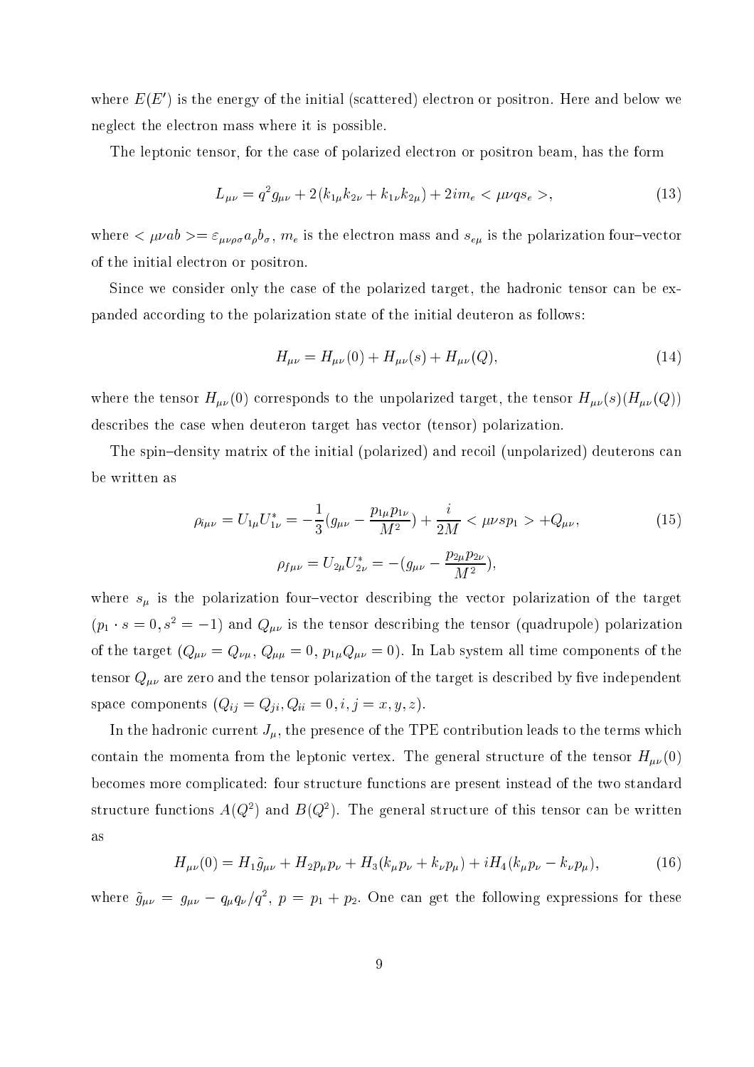where $E(E')$ is the energy of the initial (scattered) electron or positron. Here and below we neglect the electron mass where it is possible.

The leptonic tensor, for the case of polarized electron or positron beam, has the form

$$L_{\mu\nu} = q^2 g_{\mu\nu} + 2(k_{1\mu}k_{2\nu} + k_{1\nu}k_{2\mu}) + 2im_e < \mu\nu q s_e >, \tag{13}$$

where $< \mu\nu ab >= \varepsilon_{\mu\nu\rho\sigma}a_\rho b_\sigma$, $m_e$ is the electron mass and $s_{e\mu}$ is the polarization four–vector of the initial electron or positron.

Since we consider only the case of the polarized target, the hadronic tensor can be expanded according to the polarization state of the initial deuteron as follows:

$$H_{\mu\nu} = H_{\mu\nu}(0) + H_{\mu\nu}(s) + H_{\mu\nu}(Q), \tag{14}$$

where the tensor $H_{\mu\nu}(0)$ corresponds to the unpolarized target, the tensor $H_{\mu\nu}(s)(H_{\mu\nu}(Q))$ describes the case when deuteron target has vector (tensor) polarization.

The spin–density matrix of the initial (polarized) and recoil (unpolarized) deuterons can be written as

$$\rho_{i\mu\nu} = U_{1\mu}U^*_{1\nu} = -\frac{1}{3}(g_{\mu\nu} - \frac{p_{1\mu}p_{1\nu}}{M^2}) + \frac{i}{2M} < \mu\nu s p_1 > +Q_{\mu\nu}, \tag{15}$$

$$\rho_{f\mu\nu} = U_{2\mu}U^*_{2\nu} = -(g_{\mu\nu} - \frac{p_{2\mu}p_{2\nu}}{M^2}),$$

where $s_\mu$ is the polarization four–vector describing the vector polarization of the target ($p_1 \cdot s = 0, s^2 = -1$) and $Q_{\mu\nu}$ is the tensor describing the tensor (quadrupole) polarization of the target ($Q_{\mu\nu} = Q_{\nu\mu}$, $Q_{\mu\mu} = 0$, $p_{1\mu}Q_{\mu\nu} = 0$). In Lab system all time components of the tensor $Q_{\mu\nu}$ are zero and the tensor polarization of the target is described by five independent space components ($Q_{ij} = Q_{ji}, Q_{ii} = 0, i, j = x, y, z$).

In the hadronic current $J_\mu$, the presence of the TPE contribution leads to the terms which contain the momenta from the leptonic vertex. The general structure of the tensor $H_{\mu\nu}(0)$ becomes more complicated: four structure functions are present instead of the two standard structure functions $A(Q^2)$ and $B(Q^2)$. The general structure of this tensor can be written as

$$H_{\mu\nu}(0) = H_1\tilde{g}_{\mu\nu} + H_2 p_\mu p_\nu + H_3(k_\mu p_\nu + k_\nu p_\mu) + iH_4(k_\mu p_\nu - k_\nu p_\mu), \tag{16}$$

where $\tilde{g}_{\mu\nu} = g_{\mu\nu} - q_\mu q_\nu/q^2$, $p = p_1 + p_2$. One can get the following expressions for these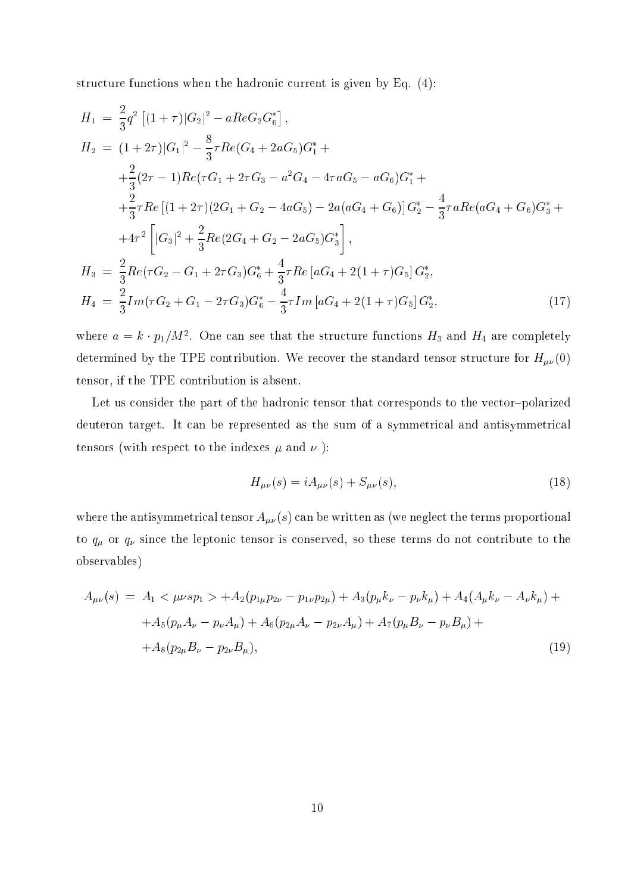structure functions when the hadronic current is given by Eq. (4):

$$
\begin{aligned}
H_1 &= \frac{2}{3}q^2\left[(1+\tau)|G_2|^2 - aReG_2G_6^*\right], \\
H_2 &= (1+2\tau)|G_1|^2 - \frac{8}{3}\tau Re(G_4+2aG_5)G_1^* + \\
&+\frac{2}{3}(2\tau-1)Re(\tau G_1 + 2\tau G_3 - a^2G_4 - 4\tau a G_5 - aG_6)G_1^* + \\
&+\frac{2}{3}\tau Re\left[(1+2\tau)(2G_1+G_2-4aG_5) - 2a(aG_4+G_6)\right]G_2^* - \frac{4}{3}\tau a Re(aG_4+G_6)G_3^* + \\
&+4\tau^2\left[|G_3|^2 + \frac{2}{3}Re(2G_4+G_2-2aG_5)G_3^*\right], \\
H_3 &= \frac{2}{3}Re(\tau G_2 - G_1 + 2\tau G_3)G_6^* + \frac{4}{3}\tau Re\left[aG_4 + 2(1+\tau)G_5\right]G_2^*, \\
H_4 &= \frac{2}{3}Im(\tau G_2 + G_1 - 2\tau G_3)G_6^* - \frac{4}{3}\tau Im\left[aG_4 + 2(1+\tau)G_5\right]G_2^*,
\end{aligned}
\tag{17}
$$

where $a = k\cdot p_1/M^2$. One can see that the structure functions $H_3$ and $H_4$ are completely determined by the TPE contribution. We recover the standard tensor structure for $H_{\mu\nu}(0)$ tensor, if the TPE contribution is absent.

Let us consider the part of the hadronic tensor that corresponds to the vector–polarized deuteron target. It can be represented as the sum of a symmetrical and antisymmetrical tensors (with respect to the indexes $\mu$ and $\nu$ ):

$$
H_{\mu\nu}(s) = iA_{\mu\nu}(s) + S_{\mu\nu}(s), \tag{18}
$$

where the antisymmetrical tensor $A_{\mu\nu}(s)$ can be written as (we neglect the terms proportional to $q_\mu$ or $q_\nu$ since the leptonic tensor is conserved, so these terms do not contribute to the observables)

$$
\begin{aligned}
A_{\mu\nu}(s) &= A_1 < \mu\nu s p_1 > + A_2(p_{1\mu}p_{2\nu} - p_{1\nu}p_{2\mu}) + A_3(p_\mu k_\nu - p_\nu k_\mu) + A_4(A_\mu k_\nu - A_\nu k_\mu) + \\
&+ A_5(p_\mu A_\nu - p_\nu A_\mu) + A_6(p_{2\mu}A_\nu - p_{2\nu}A_\mu) + A_7(p_\mu B_\nu - p_\nu B_\mu) + \\
&+ A_8(p_{2\mu}B_\nu - p_{2\nu}B_\mu),
\end{aligned}
\tag{19}
$$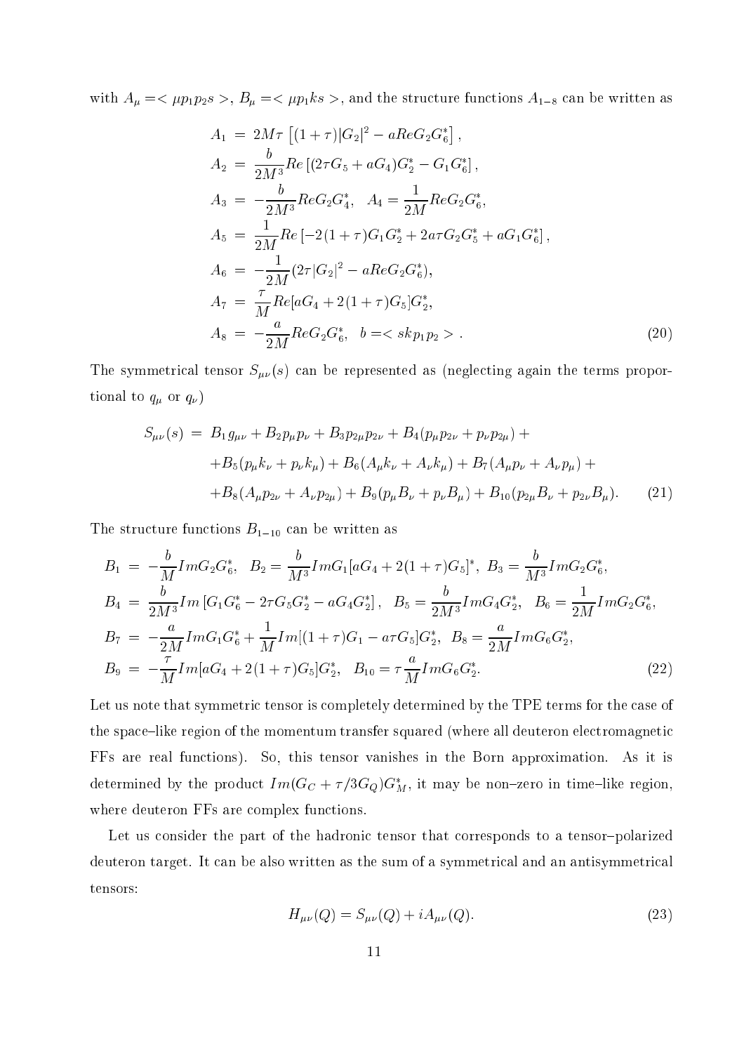with $A_\mu = <\mu p_1 p_2 s>$, $B_\mu = <\mu p_1 k s>$, and the structure functions $A_{1-8}$ can be written as

$$
\begin{aligned}
A_1 &= 2M\tau\left[(1+\tau)|G_2|^2 - aReG_2G_6^*\right], \\
A_2 &= \frac{b}{2M^3}Re\left[(2\tau G_5 + aG_4)G_2^* - G_1G_6^*\right], \\
A_3 &= -\frac{b}{2M^3}ReG_2G_4^*, \quad A_4 = \frac{1}{2M}ReG_2G_6^*, \\
A_5 &= \frac{1}{2M}Re\left[-2(1+\tau)G_1G_2^* + 2a\tau G_2G_5^* + aG_1G_6^*\right], \\
A_6 &= -\frac{1}{2M}(2\tau|G_2|^2 - aReG_2G_6^*), \\
A_7 &= \frac{\tau}{M}Re[aG_4 + 2(1+\tau)G_5]G_2^*, \\
A_8 &= -\frac{a}{2M}ReG_2G_6^*, \quad b = <skp_1p_2>. 
\end{aligned} \tag{20}
$$

The symmetrical tensor $S_{\mu\nu}(s)$ can be represented as (neglecting again the terms proportional to $q_\mu$ or $q_\nu$)

$$
\begin{aligned}
S_{\mu\nu}(s) &= B_1 g_{\mu\nu} + B_2 p_\mu p_\nu + B_3 p_{2\mu}p_{2\nu} + B_4(p_\mu p_{2\nu} + p_\nu p_{2\mu}) + \\
&+ B_5(p_\mu k_\nu + p_\nu k_\mu) + B_6(A_\mu k_\nu + A_\nu k_\mu) + B_7(A_\mu p_\nu + A_\nu p_\mu) + \\
&+ B_8(A_\mu p_{2\nu} + A_\nu p_{2\mu}) + B_9(p_\mu B_\nu + p_\nu B_\mu) + B_{10}(p_{2\mu}B_\nu + p_{2\nu}B_\mu).
\end{aligned} \tag{21}
$$

The structure functions $B_{1-10}$ can be written as

$$
\begin{aligned}
B_1 &= -\frac{b}{M}ImG_2G_6^*, \quad B_2 = \frac{b}{M^3}ImG_1[aG_4 + 2(1+\tau)G_5]^*, \quad B_3 = \frac{b}{M^3}ImG_2G_6^*, \\
B_4 &= \frac{b}{2M^3}Im\left[G_1G_6^* - 2\tau G_5G_2^* - aG_4G_2^*\right], \quad B_5 = \frac{b}{2M^3}ImG_4G_2^*, \quad B_6 = \frac{1}{2M}ImG_2G_6^*, \\
B_7 &= -\frac{a}{2M}ImG_1G_6^* + \frac{1}{M}Im[(1+\tau)G_1 - a\tau G_5]G_2^*, \quad B_8 = \frac{a}{2M}ImG_6G_2^*, \\
B_9 &= -\frac{\tau}{M}Im[aG_4 + 2(1+\tau)G_5]G_2^*, \quad B_{10} = \tau\frac{a}{M}ImG_6G_2^*.
\end{aligned} \tag{22}
$$

Let us note that symmetric tensor is completely determined by the TPE terms for the case of the space–like region of the momentum transfer squared (where all deuteron electromagnetic FFs are real functions). So, this tensor vanishes in the Born approximation. As it is determined by the product $Im(G_C + \tau/3G_Q)G_M^*$, it may be non–zero in time–like region, where deuteron FFs are complex functions.

Let us consider the part of the hadronic tensor that corresponds to a tensor–polarized deuteron target. It can be also written as the sum of a symmetrical and an antisymmetrical tensors:

$$
H_{\mu\nu}(Q) = S_{\mu\nu}(Q) + iA_{\mu\nu}(Q). \tag{23}
$$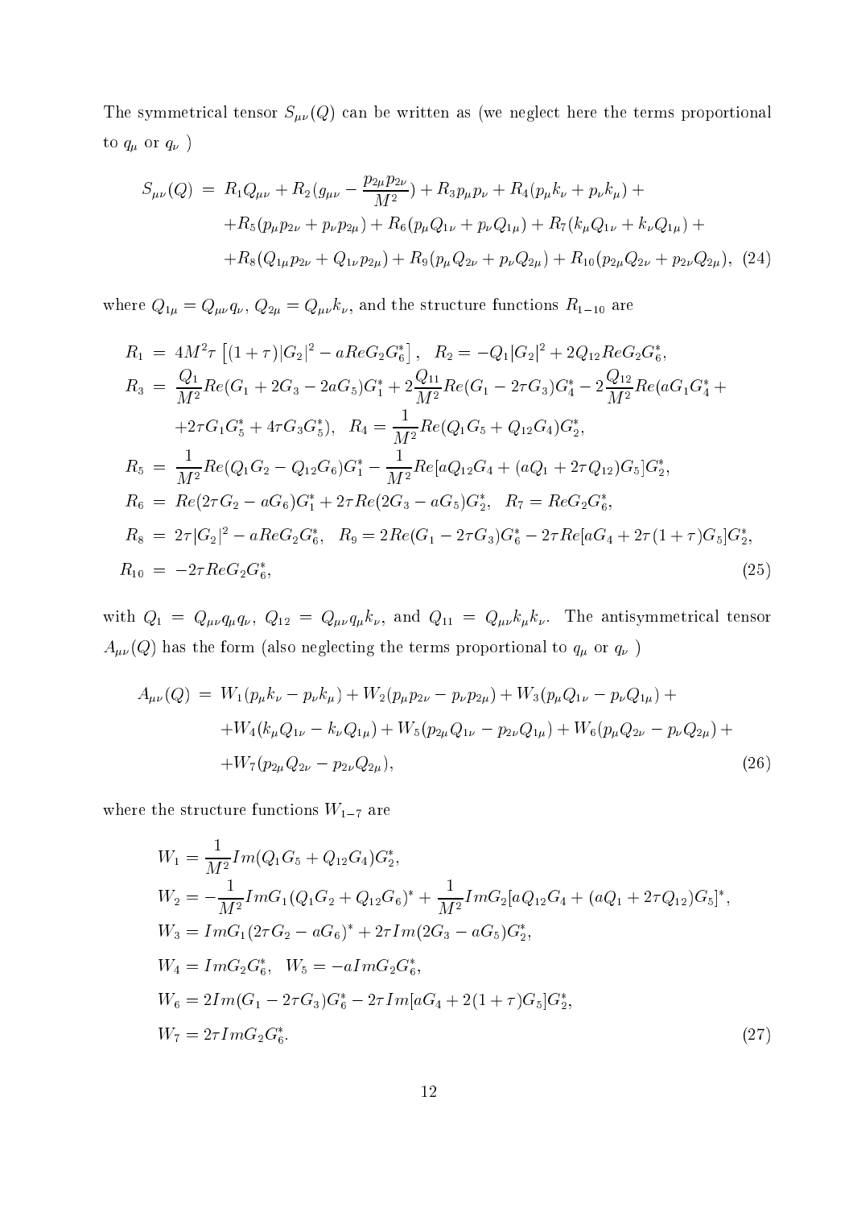The symmetrical tensor $S_{\mu\nu}(Q)$ can be written as (we neglect here the terms proportional to $q_\mu$ or $q_\nu$ )

$$
\begin{aligned}
S_{\mu\nu}(Q) \;=\; & R_1 Q_{\mu\nu} + R_2 (g_{\mu\nu} - \frac{p_{2\mu} p_{2\nu}}{M^2}) + R_3 p_\mu p_\nu + R_4 (p_\mu k_\nu + p_\nu k_\mu) + \\
& + R_5 (p_\mu p_{2\nu} + p_\nu p_{2\mu}) + R_6 (p_\mu Q_{1\nu} + p_\nu Q_{1\mu}) + R_7 (k_\mu Q_{1\nu} + k_\nu Q_{1\mu}) + \\
& + R_8 (Q_{1\mu} p_{2\nu} + Q_{1\nu} p_{2\mu}) + R_9 (p_\mu Q_{2\nu} + p_\nu Q_{2\mu}) + R_{10} (p_{2\mu} Q_{2\nu} + p_{2\nu} Q_{2\mu}), \quad (24)
\end{aligned}
$$

where $Q_{1\mu} = Q_{\mu\nu} q_\nu$, $Q_{2\mu} = Q_{\mu\nu} k_\nu$, and the structure functions $R_{1-10}$ are

$$
\begin{aligned}
R_1 \;=\; & 4M^2 \tau \left[ (1+\tau) |G_2|^2 - a Re G_2 G_6^* \right], \quad R_2 = -Q_1 |G_2|^2 + 2 Q_{12} Re G_2 G_6^*, \\
R_3 \;=\; & \frac{Q_1}{M^2} Re (G_1 + 2G_3 - 2aG_5) G_1^* + 2 \frac{Q_{11}}{M^2} Re (G_1 - 2\tau G_3) G_4^* - 2 \frac{Q_{12}}{M^2} Re (a G_1 G_4^* + \\
& + 2\tau G_1 G_5^* + 4\tau G_3 G_5^*), \quad R_4 = \frac{1}{M^2} Re (Q_1 G_5 + Q_{12} G_4) G_2^*, \\
R_5 \;=\; & \frac{1}{M^2} Re (Q_1 G_2 - Q_{12} G_6) G_1^* - \frac{1}{M^2} Re [a Q_{12} G_4 + (a Q_1 + 2\tau Q_{12}) G_5] G_2^*, \\
R_6 \;=\; & Re (2\tau G_2 - a G_6) G_1^* + 2\tau Re (2G_3 - a G_5) G_2^*, \quad R_7 = Re G_2 G_6^*, \\
R_8 \;=\; & 2\tau |G_2|^2 - a Re G_2 G_6^*, \quad R_9 = 2 Re (G_1 - 2\tau G_3) G_6^* - 2\tau Re [a G_4 + 2\tau (1+\tau) G_5] G_2^*, \\
R_{10} \;=\; & -2\tau Re G_2 G_6^*, \quad (25)
\end{aligned}
$$

with $Q_1 = Q_{\mu\nu} q_\mu q_\nu$, $Q_{12} = Q_{\mu\nu} q_\mu k_\nu$, and $Q_{11} = Q_{\mu\nu} k_\mu k_\nu$. The antisymmetrical tensor $A_{\mu\nu}(Q)$ has the form (also neglecting the terms proportional to $q_\mu$ or $q_\nu$ )

$$
\begin{aligned}
A_{\mu\nu}(Q) \;=\; & W_1 (p_\mu k_\nu - p_\nu k_\mu) + W_2 (p_\mu p_{2\nu} - p_\nu p_{2\mu}) + W_3 (p_\mu Q_{1\nu} - p_\nu Q_{1\mu}) + \\
& + W_4 (k_\mu Q_{1\nu} - k_\nu Q_{1\mu}) + W_5 (p_{2\mu} Q_{1\nu} - p_{2\nu} Q_{1\mu}) + W_6 (p_\mu Q_{2\nu} - p_\nu Q_{2\mu}) + \\
& + W_7 (p_{2\mu} Q_{2\nu} - p_{2\nu} Q_{2\mu}), \quad (26)
\end{aligned}
$$

where the structure functions $W_{1-7}$ are

$$
\begin{aligned}
& W_1 = \frac{1}{M^2} Im (Q_1 G_5 + Q_{12} G_4) G_2^*, \\
& W_2 = -\frac{1}{M^2} Im G_1 (Q_1 G_2 + Q_{12} G_6)^* + \frac{1}{M^2} Im G_2 [a Q_{12} G_4 + (a Q_1 + 2\tau Q_{12}) G_5]^*, \\
& W_3 = Im G_1 (2\tau G_2 - a G_6)^* + 2\tau Im (2G_3 - a G_5) G_2^*, \\
& W_4 = Im G_2 G_6^*, \quad W_5 = -a Im G_2 G_6^*, \\
& W_6 = 2 Im (G_1 - 2\tau G_3) G_6^* - 2\tau Im [a G_4 + 2(1+\tau) G_5] G_2^*, \\
& W_7 = 2\tau Im G_2 G_6^*. \quad (27)
\end{aligned}
$$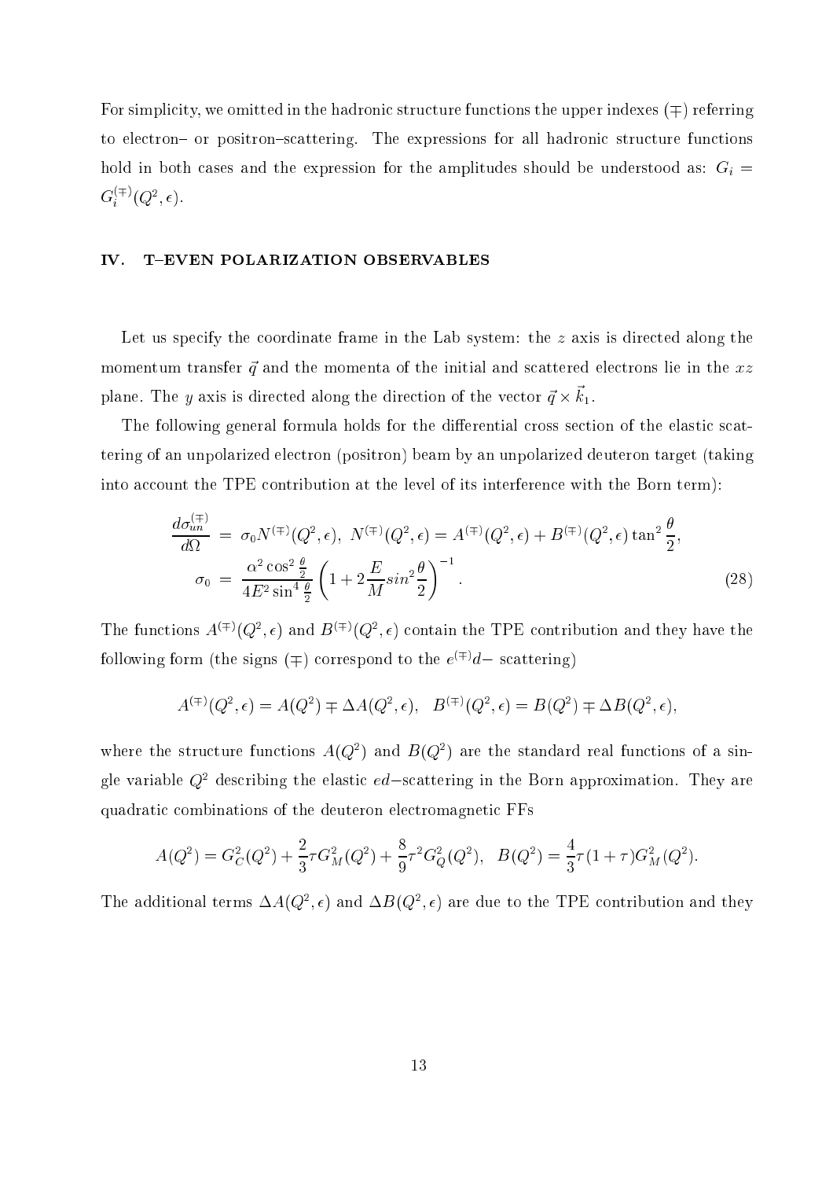For simplicity, we omitted in the hadronic structure functions the upper indexes $(\mp)$ referring to electron– or positron–scattering. The expressions for all hadronic structure functions hold in both cases and the expression for the amplitudes should be understood as: $G_i = G_i^{(\mp)}(Q^2, \epsilon)$.

## IV. T–EVEN POLARIZATION OBSERVABLES

Let us specify the coordinate frame in the Lab system: the $z$ axis is directed along the momentum transfer $\vec{q}$ and the momenta of the initial and scattered electrons lie in the $xz$ plane. The $y$ axis is directed along the direction of the vector $\vec{q} \times \vec{k}_1$.

The following general formula holds for the differential cross section of the elastic scattering of an unpolarized electron (positron) beam by an unpolarized deuteron target (taking into account the TPE contribution at the level of its interference with the Born term):

$$\frac{d\sigma_{un}^{(\mp)}}{d\Omega} = \sigma_0 N^{(\mp)}(Q^2, \epsilon), \ N^{(\mp)}(Q^2, \epsilon) = A^{(\mp)}(Q^2, \epsilon) + B^{(\mp)}(Q^2, \epsilon) \tan^2 \frac{\theta}{2},$$
$$\sigma_0 = \frac{\alpha^2 \cos^2 \frac{\theta}{2}}{4E^2 \sin^4 \frac{\theta}{2}} \left( 1 + 2\frac{E}{M} sin^2 \frac{\theta}{2} \right)^{-1}. \tag{28}$$

The functions $A^{(\mp)}(Q^2, \epsilon)$ and $B^{(\mp)}(Q^2, \epsilon)$ contain the TPE contribution and they have the following form (the signs $(\mp)$ correspond to the $e^{(\mp)}d-$ scattering)

$$A^{(\mp)}(Q^2, \epsilon) = A(Q^2) \mp \Delta A(Q^2, \epsilon), \quad B^{(\mp)}(Q^2, \epsilon) = B(Q^2) \mp \Delta B(Q^2, \epsilon),$$

where the structure functions $A(Q^2)$ and $B(Q^2)$ are the standard real functions of a single variable $Q^2$ describing the elastic $ed-$scattering in the Born approximation. They are quadratic combinations of the deuteron electromagnetic FFs

$$A(Q^2) = G_C^2(Q^2) + \frac{2}{3}\tau G_M^2(Q^2) + \frac{8}{9}\tau^2 G_Q^2(Q^2), \quad B(Q^2) = \frac{4}{3}\tau(1+\tau) G_M^2(Q^2).$$

The additional terms $\Delta A(Q^2, \epsilon)$ and $\Delta B(Q^2, \epsilon)$ are due to the TPE contribution and they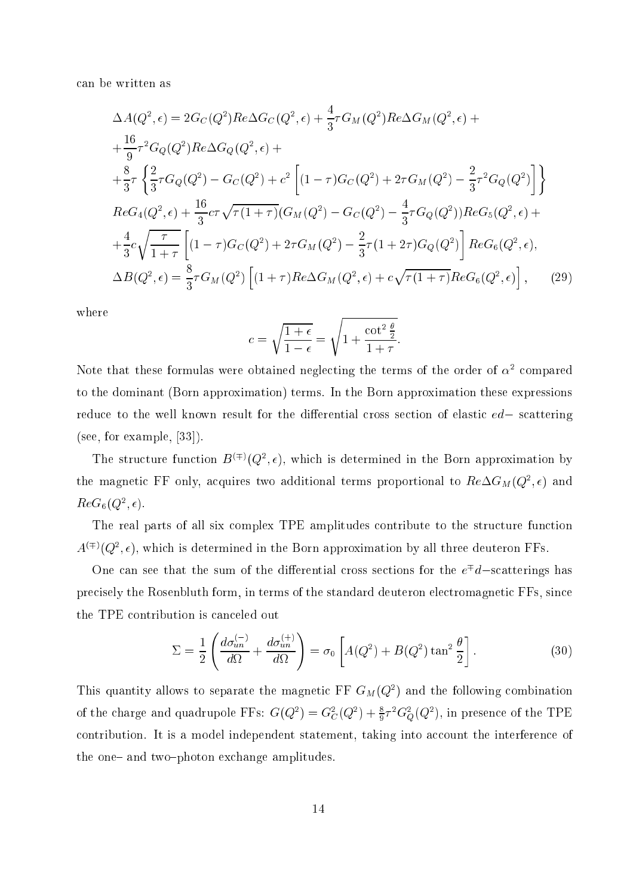can be written as

$$
\begin{aligned}
&\Delta A(Q^2,\epsilon) = 2G_C(Q^2)Re\Delta G_C(Q^2,\epsilon) + \frac{4}{3}\tau G_M(Q^2)Re\Delta G_M(Q^2,\epsilon) + \\
&+\frac{16}{9}\tau^2 G_Q(Q^2)Re\Delta G_Q(Q^2,\epsilon) + \\
&+\frac{8}{3}\tau\left\{\frac{2}{3}\tau G_Q(Q^2) - G_C(Q^2) + c^2\left[(1-\tau)G_C(Q^2) + 2\tau G_M(Q^2) - \frac{2}{3}\tau^2 G_Q(Q^2)\right]\right\} \\
&ReG_4(Q^2,\epsilon) + \frac{16}{3}c\tau\sqrt{\tau(1+\tau)}(G_M(Q^2) - G_C(Q^2) - \frac{4}{3}\tau G_Q(Q^2))ReG_5(Q^2,\epsilon) + \\
&+\frac{4}{3}c\sqrt{\frac{\tau}{1+\tau}}\left[(1-\tau)G_C(Q^2) + 2\tau G_M(Q^2) - \frac{2}{3}\tau(1+2\tau)G_Q(Q^2)\right]ReG_6(Q^2,\epsilon), \\
&\Delta B(Q^2,\epsilon) = \frac{8}{3}\tau G_M(Q^2)\left[(1+\tau)Re\Delta G_M(Q^2,\epsilon) + c\sqrt{\tau(1+\tau)}ReG_6(Q^2,\epsilon)\right], \qquad (29)
\end{aligned}
$$

where

$$
c = \sqrt{\frac{1+\epsilon}{1-\epsilon}} = \sqrt{1 + \frac{\cot^2\frac{\theta}{2}}{1+\tau}}.
$$

Note that these formulas were obtained neglecting the terms of the order of $\alpha^2$ compared to the dominant (Born approximation) terms. In the Born approximation these expressions reduce to the well known result for the differential cross section of elastic $ed-$ scattering (see, for example, [33]).

The structure function $B^{(\mp)}(Q^2,\epsilon)$, which is determined in the Born approximation by the magnetic FF only, acquires two additional terms proportional to $Re\Delta G_M(Q^2,\epsilon)$ and $ReG_6(Q^2,\epsilon)$.

The real parts of all six complex TPE amplitudes contribute to the structure function $A^{(\mp)}(Q^2,\epsilon)$, which is determined in the Born approximation by all three deuteron FFs.

One can see that the sum of the differential cross sections for the $e^{\mp}d-$scatterings has precisely the Rosenbluth form, in terms of the standard deuteron electromagnetic FFs, since the TPE contribution is canceled out

$$
\Sigma = \frac{1}{2}\left(\frac{d\sigma_{un}^{(-)}}{d\Omega} + \frac{d\sigma_{un}^{(+)}}{d\Omega}\right) = \sigma_0\left[A(Q^2) + B(Q^2)\tan^2\frac{\theta}{2}\right]. \qquad (30)
$$

This quantity allows to separate the magnetic FF $G_M(Q^2)$ and the following combination of the charge and quadrupole FFs: $G(Q^2) = G_C^2(Q^2) + \frac{8}{9}\tau^2 G_Q^2(Q^2)$, in presence of the TPE contribution. It is a model independent statement, taking into account the interference of the one– and two–photon exchange amplitudes.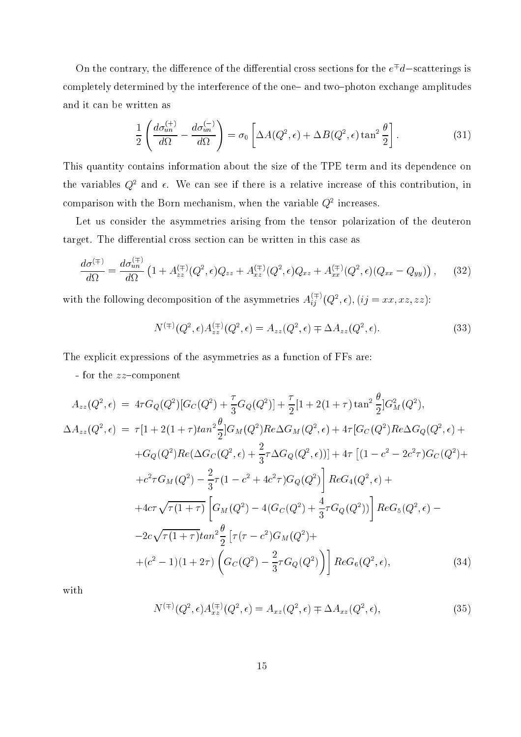On the contrary, the difference of the differential cross sections for the $e^{\mp}d-$scatterings is completely determined by the interference of the one– and two–photon exchange amplitudes and it can be written as

$$
\frac{1}{2}\left(\frac{d\sigma_{un}^{(+)}}{d\Omega}-\frac{d\sigma_{un}^{(-)}}{d\Omega}\right)=\sigma_0\left[\Delta A(Q^2,\epsilon)+\Delta B(Q^2,\epsilon)\tan^2\frac{\theta}{2}\right]. \tag{31}
$$

This quantity contains information about the size of the TPE term and its dependence on the variables $Q^2$ and $\epsilon$. We can see if there is a relative increase of this contribution, in comparison with the Born mechanism, when the variable $Q^2$ increases.

Let us consider the asymmetries arising from the tensor polarization of the deuteron target. The differential cross section can be written in this case as

$$
\frac{d\sigma^{(\mp)}}{d\Omega}=\frac{d\sigma_{un}^{(\mp)}}{d\Omega}\left(1+A_{zz}^{(\mp)}(Q^2,\epsilon)Q_{zz}+A_{xz}^{(\mp)}(Q^2,\epsilon)Q_{xz}+A_{xx}^{(\mp)}(Q^2,\epsilon)(Q_{xx}-Q_{yy})\right), \tag{32}
$$

with the following decomposition of the asymmetries $A_{ij}^{(\mp)}(Q^2,\epsilon),(ij=xx,xz,zz)$:

$$
N^{(\mp)}(Q^2,\epsilon)A_{zz}^{(\mp)}(Q^2,\epsilon)=A_{zz}(Q^2,\epsilon)\mp\Delta A_{zz}(Q^2,\epsilon). \tag{33}
$$

The explicit expressions of the asymmetries as a function of FFs are:

- for the $zz$–component

$$
\begin{aligned}
A_{zz}(Q^2,\epsilon) &= 4\tau G_Q(Q^2)[G_C(Q^2)+\frac{\tau}{3}G_Q(Q^2)]+\frac{\tau}{2}[1+2(1+\tau)\tan^2\frac{\theta}{2}]G_M^2(Q^2),\\
\Delta A_{zz}(Q^2,\epsilon) &= \tau[1+2(1+\tau)tan^2\frac{\theta}{2}]G_M(Q^2)Re\Delta G_M(Q^2,\epsilon)+4\tau[G_C(Q^2)Re\Delta G_Q(Q^2,\epsilon)+\\
&+G_Q(Q^2)Re(\Delta G_C(Q^2,\epsilon)+\frac{2}{3}\tau\Delta G_Q(Q^2,\epsilon))]+4\tau\left[(1-c^2-2c^2\tau)G_C(Q^2)+\right.\\
&\left.+c^2\tau G_M(Q^2)-\frac{2}{3}\tau(1-c^2+4c^2\tau)G_Q(Q^2)\right]ReG_4(Q^2,\epsilon)+\\
&+4c\tau\sqrt{\tau(1+\tau)}\left[G_M(Q^2)-4(G_C(Q^2)+\frac{4}{3}\tau G_Q(Q^2))\right]ReG_5(Q^2,\epsilon)-\\
&-2c\sqrt{\tau(1+\tau)}tan^2\frac{\theta}{2}\left[\tau(\tau-c^2)G_M(Q^2)+\right.\\
&\left.+(c^2-1)(1+2\tau)\left(G_C(Q^2)-\frac{2}{3}\tau G_Q(Q^2)\right)\right]ReG_6(Q^2,\epsilon),
\end{aligned} \tag{34}
$$

with

$$
N^{(\mp)}(Q^2,\epsilon)A_{xz}^{(\mp)}(Q^2,\epsilon)=A_{xz}(Q^2,\epsilon)\mp\Delta A_{xz}(Q^2,\epsilon), \tag{35}
$$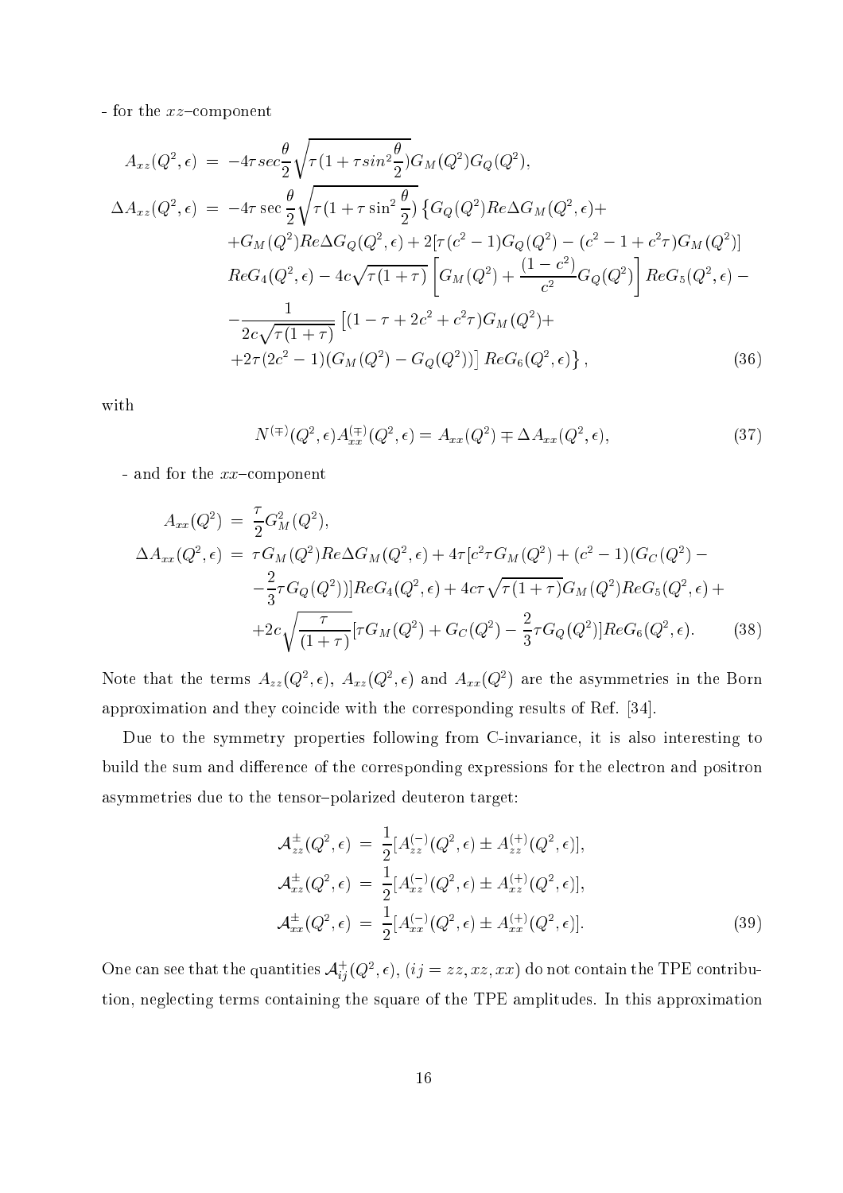- for the $xz$–component

$$
\begin{aligned}
A_{xz}(Q^2,\epsilon) &= -4\tau sec\frac{\theta}{2}\sqrt{\tau(1+\tau sin^2\frac{\theta}{2})}G_M(Q^2)G_Q(Q^2),\\
\Delta A_{xz}(Q^2,\epsilon) &= -4\tau\sec\frac{\theta}{2}\sqrt{\tau(1+\tau\sin^2\frac{\theta}{2})}\left\{G_Q(Q^2)Re\Delta G_M(Q^2,\epsilon)+\right.\\
&+G_M(Q^2)Re\Delta G_Q(Q^2,\epsilon)+2[\tau(c^2-1)G_Q(Q^2)-(c^2-1+c^2\tau)G_M(Q^2)]\\
&ReG_4(Q^2,\epsilon)-4c\sqrt{\tau(1+\tau)}\left[G_M(Q^2)+\frac{(1-c^2)}{c^2}G_Q(Q^2)\right]ReG_5(Q^2,\epsilon)-\\
&-\frac{1}{2c\sqrt{\tau(1+\tau)}}\left[(1-\tau+2c^2+c^2\tau)G_M(Q^2)+\right.\\
&\left.\left.+2\tau(2c^2-1)(G_M(Q^2)-G_Q(Q^2))\right]ReG_6(Q^2,\epsilon)\right\}, \qquad (36)
\end{aligned}
$$

with

$$
N^{(\mp)}(Q^2,\epsilon)A_{xx}^{(\mp)}(Q^2,\epsilon)=A_{xx}(Q^2)\mp\Delta A_{xx}(Q^2,\epsilon), \qquad (37)
$$

- and for the $xx$–component

$$
\begin{aligned}
A_{xx}(Q^2) &= \frac{\tau}{2}G_M^2(Q^2),\\
\Delta A_{xx}(Q^2,\epsilon) &= \tau G_M(Q^2)Re\Delta G_M(Q^2,\epsilon)+4\tau[c^2\tau G_M(Q^2)+(c^2-1)(G_C(Q^2)-\\
&-\frac{2}{3}\tau G_Q(Q^2))]ReG_4(Q^2,\epsilon)+4c\tau\sqrt{\tau(1+\tau)}G_M(Q^2)ReG_5(Q^2,\epsilon)+\\
&+2c\sqrt{\frac{\tau}{(1+\tau)}}[\tau G_M(Q^2)+G_C(Q^2)-\frac{2}{3}\tau G_Q(Q^2)]ReG_6(Q^2,\epsilon). \qquad (38)
\end{aligned}
$$

Note that the terms $A_{zz}(Q^2,\epsilon)$, $A_{xz}(Q^2,\epsilon)$ and $A_{xx}(Q^2)$ are the asymmetries in the Born approximation and they coincide with the corresponding results of Ref. [34].

Due to the symmetry properties following from C-invariance, it is also interesting to build the sum and difference of the corresponding expressions for the electron and positron asymmetries due to the tensor–polarized deuteron target:

$$
\begin{aligned}
\mathcal{A}_{zz}^{\pm}(Q^2,\epsilon) &= \frac{1}{2}[A_{zz}^{(-)}(Q^2,\epsilon)\pm A_{zz}^{(+)}(Q^2,\epsilon)],\\
\mathcal{A}_{xz}^{\pm}(Q^2,\epsilon) &= \frac{1}{2}[A_{xz}^{(-)}(Q^2,\epsilon)\pm A_{xz}^{(+)}(Q^2,\epsilon)],\\
\mathcal{A}_{xx}^{\pm}(Q^2,\epsilon) &= \frac{1}{2}[A_{xx}^{(-)}(Q^2,\epsilon)\pm A_{xx}^{(+)}(Q^2,\epsilon)]. \qquad (39)
\end{aligned}
$$

One can see that the quantities $\mathcal{A}_{ij}^{+}(Q^2,\epsilon)$, $(ij=zz,xz,xx)$ do not contain the TPE contribution, neglecting terms containing the square of the TPE amplitudes. In this approximation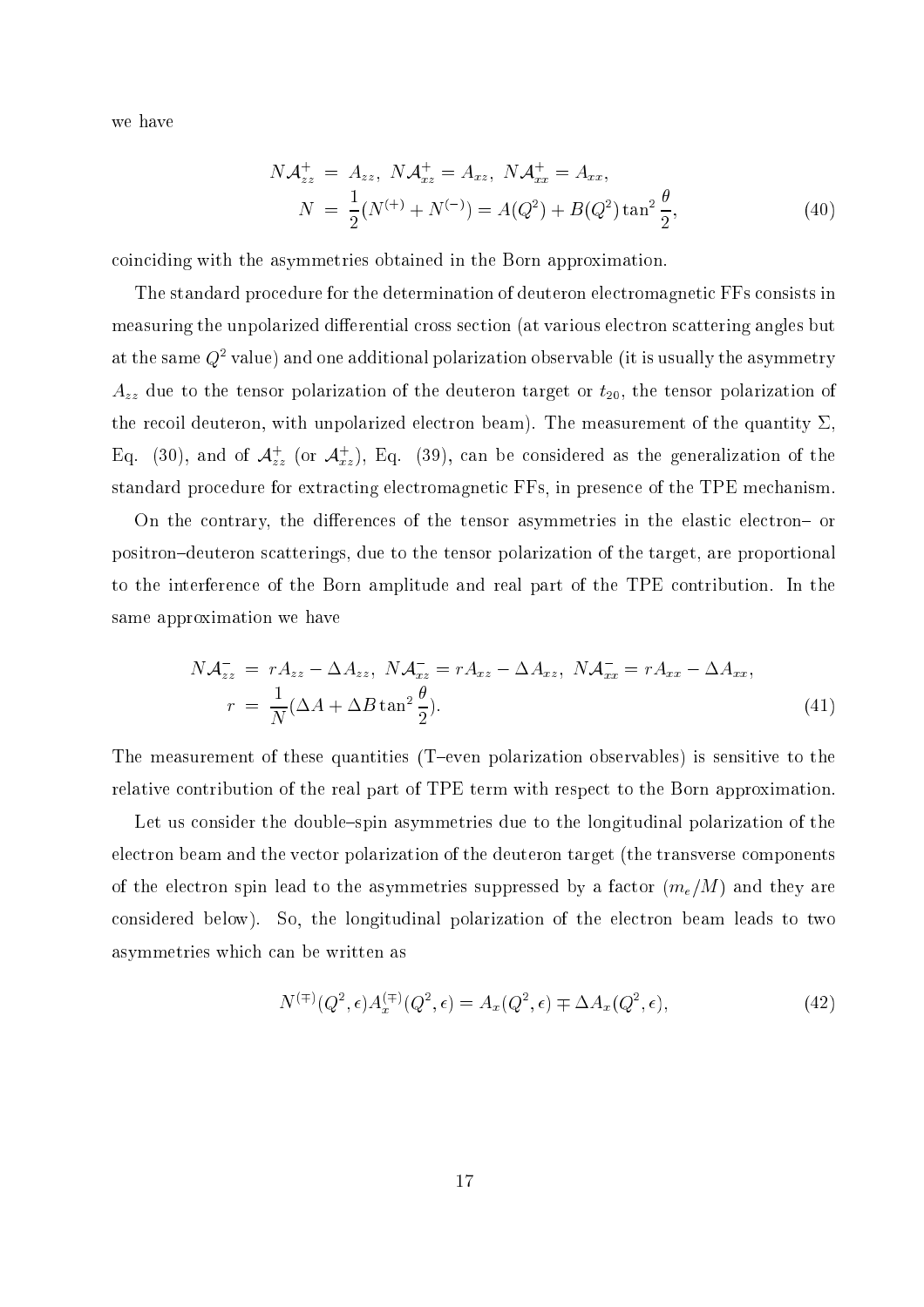we have

$$
\begin{aligned}
N\mathcal{A}_{zz}^{+} &= A_{zz},\ N\mathcal{A}_{xz}^{+} = A_{xz},\ N\mathcal{A}_{xx}^{+} = A_{xx}, \\
N &= \frac{1}{2}(N^{(+)} + N^{(-)}) = A(Q^2) + B(Q^2)\tan^2\frac{\theta}{2},
\end{aligned}
\tag{40}
$$

coinciding with the asymmetries obtained in the Born approximation.

The standard procedure for the determination of deuteron electromagnetic FFs consists in measuring the unpolarized differential cross section (at various electron scattering angles but at the same $Q^2$ value) and one additional polarization observable (it is usually the asymmetry $A_{zz}$ due to the tensor polarization of the deuteron target or $t_{20}$, the tensor polarization of the recoil deuteron, with unpolarized electron beam). The measurement of the quantity $\Sigma$, Eq. (30), and of $\mathcal{A}_{zz}^{+}$ (or $\mathcal{A}_{xz}^{+}$), Eq. (39), can be considered as the generalization of the standard procedure for extracting electromagnetic FFs, in presence of the TPE mechanism.

On the contrary, the differences of the tensor asymmetries in the elastic electron– or positron–deuteron scatterings, due to the tensor polarization of the target, are proportional to the interference of the Born amplitude and real part of the TPE contribution. In the same approximation we have

$$
\begin{aligned}
N\mathcal{A}_{zz}^{-} &= rA_{zz} - \Delta A_{zz},\ N\mathcal{A}_{xz}^{-} = rA_{xz} - \Delta A_{xz},\ N\mathcal{A}_{xx}^{-} = rA_{xx} - \Delta A_{xx}, \\
r &= \frac{1}{N}(\Delta A + \Delta B\tan^2\frac{\theta}{2}).
\end{aligned}
\tag{41}
$$

The measurement of these quantities (T–even polarization observables) is sensitive to the relative contribution of the real part of TPE term with respect to the Born approximation.

Let us consider the double–spin asymmetries due to the longitudinal polarization of the electron beam and the vector polarization of the deuteron target (the transverse components of the electron spin lead to the asymmetries suppressed by a factor $(m_e/M)$ and they are considered below). So, the longitudinal polarization of the electron beam leads to two asymmetries which can be written as

$$
N^{(\mp)}(Q^2,\epsilon)A_x^{(\mp)}(Q^2,\epsilon) = A_x(Q^2,\epsilon) \mp \Delta A_x(Q^2,\epsilon),
\tag{42}
$$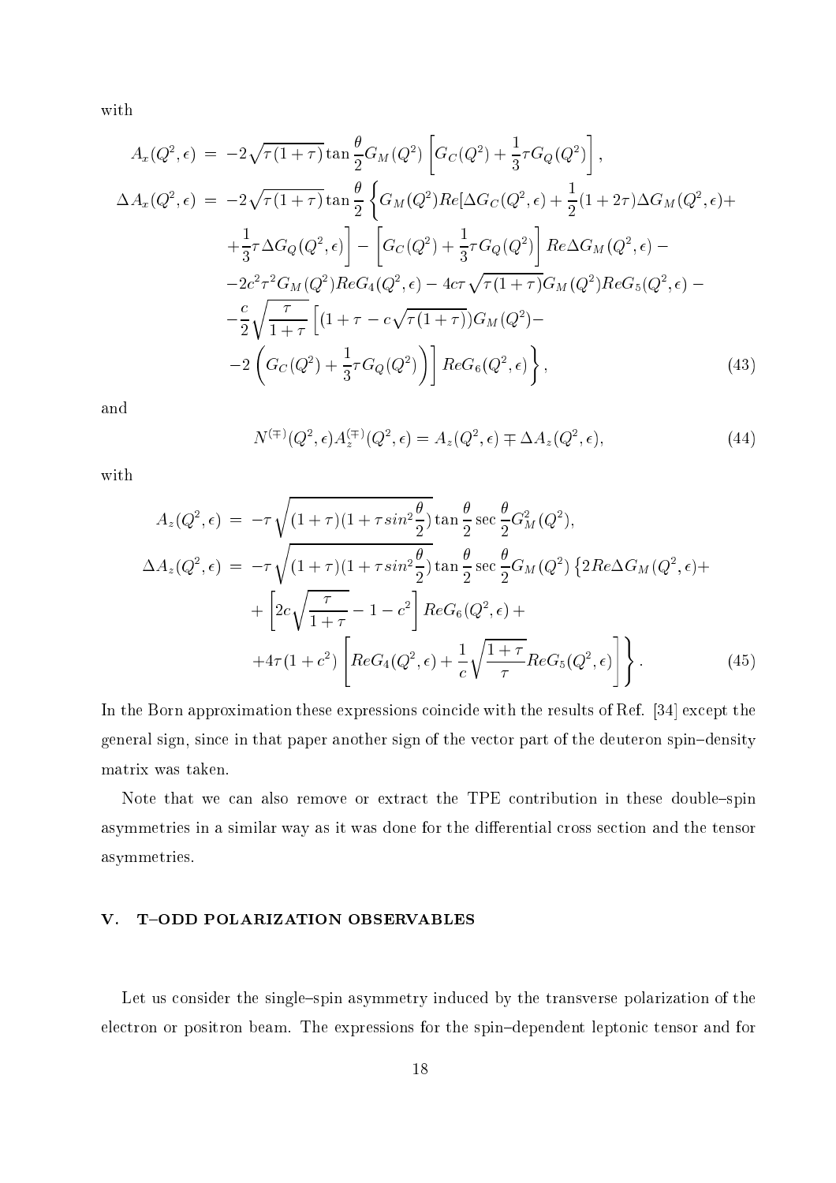with

$$
\begin{aligned}
A_x(Q^2,\epsilon) &= -2\sqrt{\tau(1+\tau)}\tan\frac{\theta}{2}G_M(Q^2)\left[G_C(Q^2)+\frac{1}{3}\tau G_Q(Q^2)\right],\\
\Delta A_x(Q^2,\epsilon) &= -2\sqrt{\tau(1+\tau)}\tan\frac{\theta}{2}\left\{G_M(Q^2)Re[\Delta G_C(Q^2,\epsilon)+\frac{1}{2}(1+2\tau)\Delta G_M(Q^2,\epsilon)+\right.\\
&\quad+\frac{1}{3}\tau\Delta G_Q(Q^2,\epsilon)\Big]-\left[G_C(Q^2)+\frac{1}{3}\tau G_Q(Q^2)\right]Re\Delta G_M(Q^2,\epsilon)-\\
&\quad-2c^2\tau^2G_M(Q^2)ReG_4(Q^2,\epsilon)-4c\tau\sqrt{\tau(1+\tau)}G_M(Q^2)ReG_5(Q^2,\epsilon)-\\
&\quad-\frac{c}{2}\sqrt{\frac{\tau}{1+\tau}}\Big[(1+\tau-c\sqrt{\tau(1+\tau)})G_M(Q^2)-\\
&\quad\left.-2\left(G_C(Q^2)+\frac{1}{3}\tau G_Q(Q^2)\right)\right]ReG_6(Q^2,\epsilon)\Big\},
\end{aligned}
\tag{43}
$$

and

$$
N^{(\mp)}(Q^2,\epsilon)A_z^{(\mp)}(Q^2,\epsilon)=A_z(Q^2,\epsilon)\mp\Delta A_z(Q^2,\epsilon),
\tag{44}
$$

with

$$
\begin{aligned}
A_z(Q^2,\epsilon) &= -\tau\sqrt{(1+\tau)(1+\tau sin^2\frac{\theta}{2})}\tan\frac{\theta}{2}\sec\frac{\theta}{2}G_M^2(Q^2),\\
\Delta A_z(Q^2,\epsilon) &= -\tau\sqrt{(1+\tau)(1+\tau sin^2\frac{\theta}{2})}\tan\frac{\theta}{2}\sec\frac{\theta}{2}G_M(Q^2)\left\{2Re\Delta G_M(Q^2,\epsilon)+\right.\\
&\quad+\left[2c\sqrt{\frac{\tau}{1+\tau}}-1-c^2\right]ReG_6(Q^2,\epsilon)+\\
&\quad\left.+4\tau(1+c^2)\left[ReG_4(Q^2,\epsilon)+\frac{1}{c}\sqrt{\frac{1+\tau}{\tau}}ReG_5(Q^2,\epsilon)\right]\right\}.
\end{aligned}
\tag{45}
$$

In the Born approximation these expressions coincide with the results of Ref. [34] except the general sign, since in that paper another sign of the vector part of the deuteron spin–density matrix was taken.

Note that we can also remove or extract the TPE contribution in these double–spin asymmetries in a similar way as it was done for the differential cross section and the tensor asymmetries.

## V. T–ODD POLARIZATION OBSERVABLES

Let us consider the single–spin asymmetry induced by the transverse polarization of the electron or positron beam. The expressions for the spin–dependent leptonic tensor and for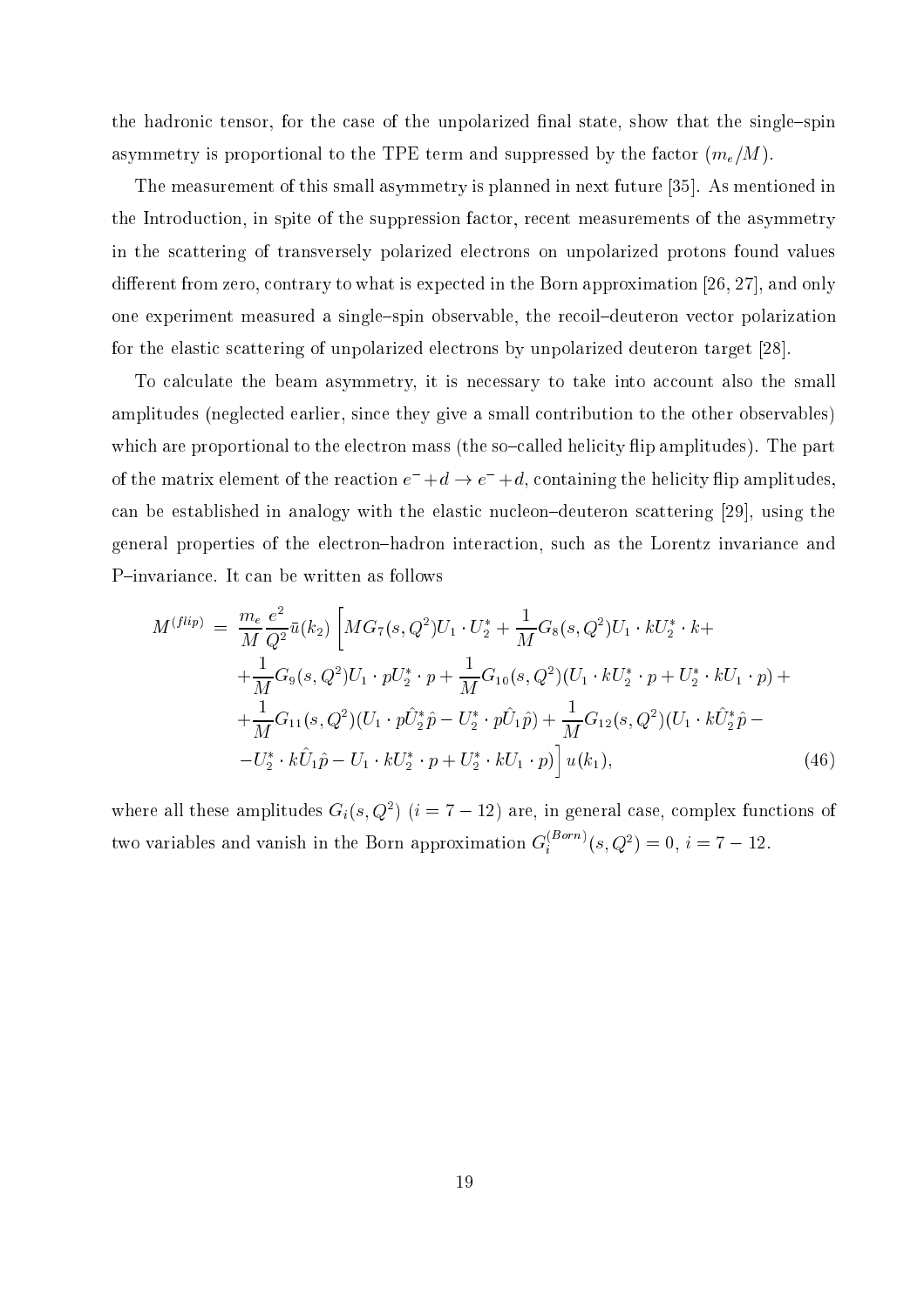the hadronic tensor, for the case of the unpolarized final state, show that the single–spin asymmetry is proportional to the TPE term and suppressed by the factor $(m_e/M)$.

The measurement of this small asymmetry is planned in next future [35]. As mentioned in the Introduction, in spite of the suppression factor, recent measurements of the asymmetry in the scattering of transversely polarized electrons on unpolarized protons found values different from zero, contrary to what is expected in the Born approximation [26, 27], and only one experiment measured a single–spin observable, the recoil–deuteron vector polarization for the elastic scattering of unpolarized electrons by unpolarized deuteron target [28].

To calculate the beam asymmetry, it is necessary to take into account also the small amplitudes (neglected earlier, since they give a small contribution to the other observables) which are proportional to the electron mass (the so–called helicity flip amplitudes). The part of the matrix element of the reaction $e^- + d \to e^- + d$, containing the helicity flip amplitudes, can be established in analogy with the elastic nucleon–deuteron scattering [29], using the general properties of the electron–hadron interaction, such as the Lorentz invariance and P–invariance. It can be written as follows

$$
\begin{aligned}
M^{(flip)} = & \frac{m_e}{M}\frac{e^2}{Q^2}\bar{u}(k_2)\Big[MG_7(s,Q^2)U_1\cdot U_2^* + \frac{1}{M}G_8(s,Q^2)U_1\cdot kU_2^*\cdot k + \\
& + \frac{1}{M}G_9(s,Q^2)U_1\cdot pU_2^*\cdot p + \frac{1}{M}G_{10}(s,Q^2)(U_1\cdot kU_2^*\cdot p + U_2^*\cdot kU_1\cdot p) + \\
& + \frac{1}{M}G_{11}(s,Q^2)(U_1\cdot p\hat{U}_2^*\hat{p} - U_2^*\cdot p\hat{U}_1\hat{p}) + \frac{1}{M}G_{12}(s,Q^2)(U_1\cdot k\hat{U}_2^*\hat{p} - \\
& - U_2^*\cdot k\hat{U}_1\hat{p} - U_1\cdot kU_2^*\cdot p + U_2^*\cdot kU_1\cdot p)\Big]u(k_1),
\end{aligned}
\tag{46}
$$

where all these amplitudes $G_i(s,Q^2)$ $(i = 7-12)$ are, in general case, complex functions of two variables and vanish in the Born approximation $G_i^{(Born)}(s,Q^2) = 0$, $i = 7-12$.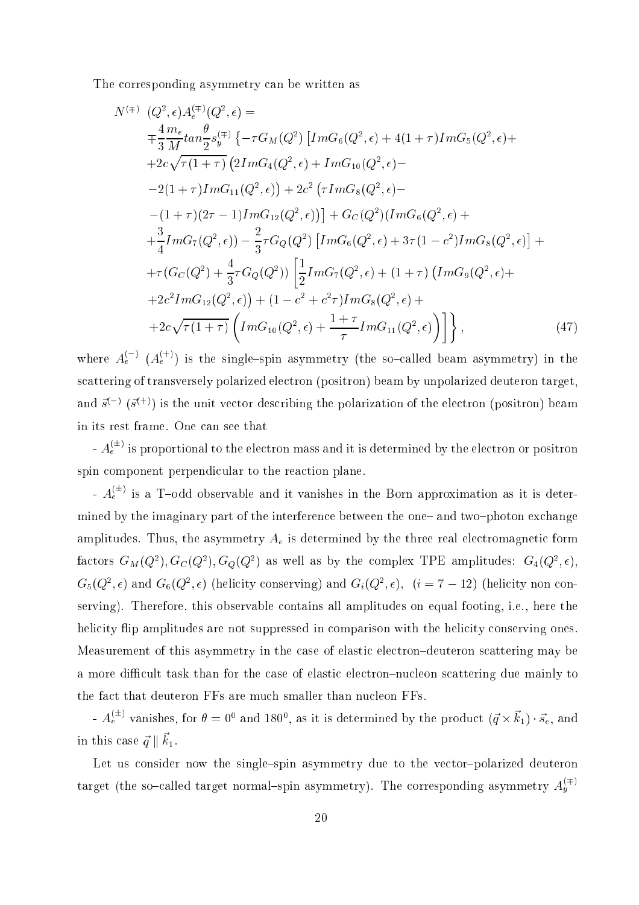The corresponding asymmetry can be written as

$$
\begin{aligned}
N^{(\mp)} & (Q^2,\epsilon) A_e^{(\mp)}(Q^2,\epsilon) = \\
& \mp\frac{4}{3}\frac{m_e}{M} tan\frac{\theta}{2} s_y^{(\mp)} \left\{ -\tau G_M(Q^2) \left[ ImG_6(Q^2,\epsilon) + 4(1+\tau) ImG_5(Q^2,\epsilon) + \right.\right. \\
& + 2c\sqrt{\tau(1+\tau)} \left( 2ImG_4(Q^2,\epsilon) + ImG_{10}(Q^2,\epsilon) - \right. \\
& \left. - 2(1+\tau) ImG_{11}(Q^2,\epsilon) \right) + 2c^2 \left( \tau ImG_8(Q^2,\epsilon) - \right. \\
& \left.\left. - (1+\tau)(2\tau-1) ImG_{12}(Q^2,\epsilon) \right) \right] + G_C(Q^2) (ImG_6(Q^2,\epsilon) + \\
& + \frac{3}{4} ImG_7(Q^2,\epsilon)) - \frac{2}{3}\tau G_Q(Q^2) \left[ ImG_6(Q^2,\epsilon) + 3\tau(1-c^2) ImG_8(Q^2,\epsilon) \right] + \\
& + \tau (G_C(Q^2) + \frac{4}{3}\tau G_Q(Q^2)) \left[ \frac{1}{2} ImG_7(Q^2,\epsilon) + (1+\tau) \left( ImG_9(Q^2,\epsilon) + \right.\right. \\
& \left. + 2c^2 ImG_{12}(Q^2,\epsilon) \right) + (1 - c^2 + c^2\tau) ImG_8(Q^2,\epsilon) + \\
& \left.\left. + 2c\sqrt{\tau(1+\tau)} \left( ImG_{10}(Q^2,\epsilon) + \frac{1+\tau}{\tau} ImG_{11}(Q^2,\epsilon) \right) \right] \right\}, \qquad (47)
\end{aligned}
$$

where $A_e^{(-)}$ ($A_e^{(+)}$) is the single–spin asymmetry (the so–called beam asymmetry) in the scattering of transversely polarized electron (positron) beam by unpolarized deuteron target, and $\vec{s}^{(-)}$ ($\vec{s}^{(+)}$) is the unit vector describing the polarization of the electron (positron) beam in its rest frame. One can see that

- $A_e^{(\pm)}$ is proportional to the electron mass and it is determined by the electron or positron spin component perpendicular to the reaction plane.

- $A_e^{(\pm)}$ is a T–odd observable and it vanishes in the Born approximation as it is determined by the imaginary part of the interference between the one– and two–photon exchange amplitudes. Thus, the asymmetry $A_e$ is determined by the three real electromagnetic form factors $G_M(Q^2), G_C(Q^2), G_Q(Q^2)$ as well as by the complex TPE amplitudes: $G_4(Q^2,\epsilon)$, $G_5(Q^2,\epsilon)$ and $G_6(Q^2,\epsilon)$ (helicity conserving) and $G_i(Q^2,\epsilon)$, $(i = 7-12)$ (helicity non conserving). Therefore, this observable contains all amplitudes on equal footing, i.e., here the helicity flip amplitudes are not suppressed in comparison with the helicity conserving ones. Measurement of this asymmetry in the case of elastic electron–deuteron scattering may be a more difficult task than for the case of elastic electron–nucleon scattering due mainly to the fact that deuteron FFs are much smaller than nucleon FFs.

- $A_e^{(\pm)}$ vanishes, for $\theta = 0^0$ and $180^0$, as it is determined by the product $(\vec{q}\times\vec{k}_1)\cdot\vec{s}_e$, and in this case $\vec{q} \parallel \vec{k}_1$.

Let us consider now the single–spin asymmetry due to the vector–polarized deuteron target (the so–called target normal–spin asymmetry). The corresponding asymmetry $A_y^{(\mp)}$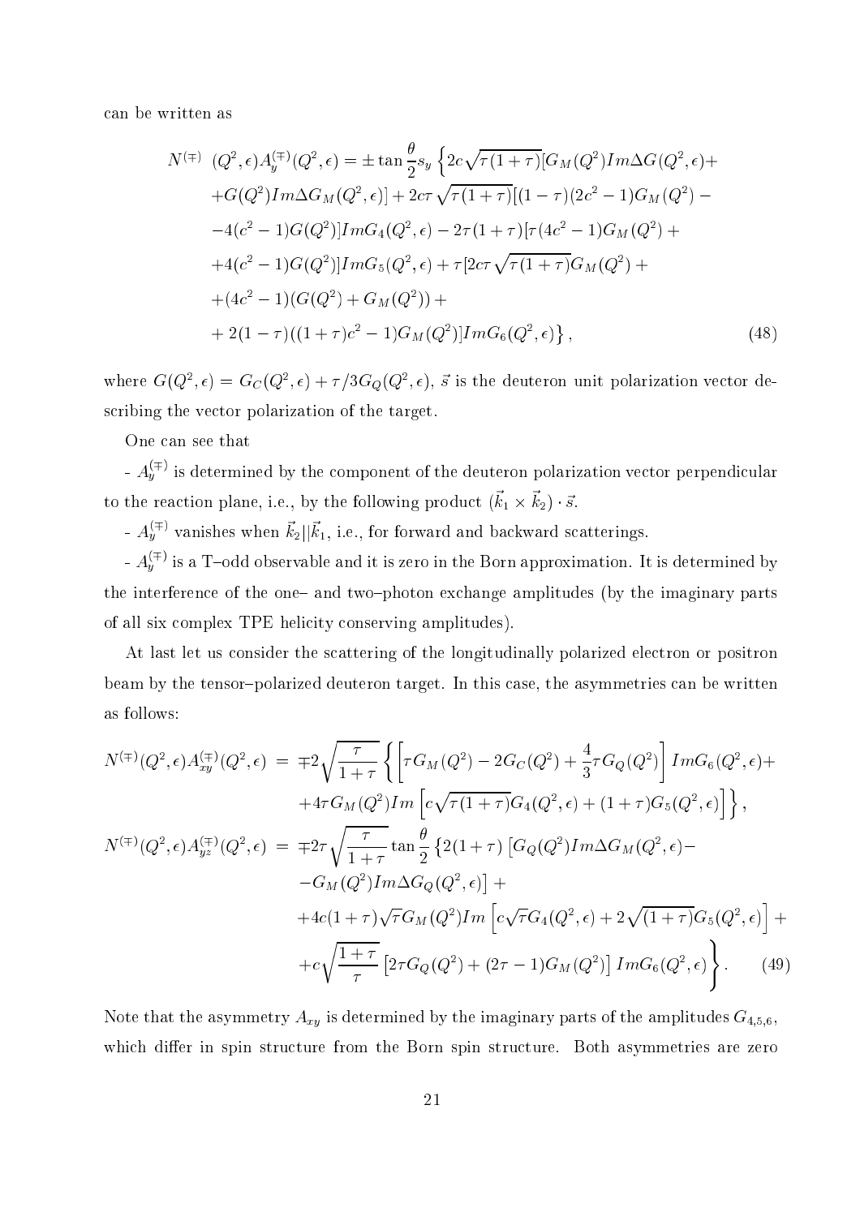can be written as

$$
\begin{aligned}
N^{(\mp)} & (Q^2,\epsilon)A_y^{(\mp)}(Q^2,\epsilon) = \pm \tan\frac{\theta}{2}s_y \Big\{2c\sqrt{\tau(1+\tau)}[G_M(Q^2)Im\Delta G(Q^2,\epsilon)+ \\
&+G(Q^2)Im\Delta G_M(Q^2,\epsilon)] + 2c\tau\sqrt{\tau(1+\tau)}[(1-\tau)(2c^2-1)G_M(Q^2) - \\
&-4(c^2-1)G(Q^2)]ImG_4(Q^2,\epsilon) - 2\tau(1+\tau)[\tau(4c^2-1)G_M(Q^2) + \\
&+4(c^2-1)G(Q^2)]ImG_5(Q^2,\epsilon) + \tau[2c\tau\sqrt{\tau(1+\tau)}G_M(Q^2) + \\
&+(4c^2-1)(G(Q^2)+G_M(Q^2)) + \\
&+2(1-\tau)((1+\tau)c^2-1)G_M(Q^2)]ImG_6(Q^2,\epsilon)\Big\}, \qquad (48)
\end{aligned}
$$

where $G(Q^2,\epsilon) = G_C(Q^2,\epsilon) + \tau/3G_Q(Q^2,\epsilon)$, $\vec{s}$ is the deuteron unit polarization vector describing the vector polarization of the target.

One can see that

- $A_y^{(\mp)}$ is determined by the component of the deuteron polarization vector perpendicular to the reaction plane, i.e., by the following product $(\vec{k}_1 \times \vec{k}_2)\cdot\vec{s}$.

- $A_y^{(\mp)}$ vanishes when $\vec{k}_2 || \vec{k}_1$, i.e., for forward and backward scatterings.

- $A_y^{(\mp)}$ is a T–odd observable and it is zero in the Born approximation. It is determined by the interference of the one– and two–photon exchange amplitudes (by the imaginary parts of all six complex TPE helicity conserving amplitudes).

At last let us consider the scattering of the longitudinally polarized electron or positron beam by the tensor–polarized deuteron target. In this case, the asymmetries can be written as follows:

$$
\begin{aligned}
N^{(\mp)}(Q^2,\epsilon)A_{xy}^{(\mp)}(Q^2,\epsilon) &= \mp 2\sqrt{\frac{\tau}{1+\tau}}\left\{\left[\tau G_M(Q^2) - 2G_C(Q^2) + \frac{4}{3}\tau G_Q(Q^2)\right]ImG_6(Q^2,\epsilon)+\right. \\
&\left. +4\tau G_M(Q^2)Im\left[c\sqrt{\tau(1+\tau)}G_4(Q^2,\epsilon) + (1+\tau)G_5(Q^2,\epsilon)\right]\right\}, \\
N^{(\mp)}(Q^2,\epsilon)A_{yz}^{(\mp)}(Q^2,\epsilon) &= \mp 2\tau\sqrt{\frac{\tau}{1+\tau}}\tan\frac{\theta}{2}\left\{2(1+\tau)\left[G_Q(Q^2)Im\Delta G_M(Q^2,\epsilon) - \right.\right. \\
&\left. -G_M(Q^2)Im\Delta G_Q(Q^2,\epsilon)\right] + \\
&+4c(1+\tau)\sqrt{\tau}G_M(Q^2)Im\left[c\sqrt{\tau}G_4(Q^2,\epsilon) + 2\sqrt{(1+\tau)}G_5(Q^2,\epsilon)\right] + \\
&\left. +c\sqrt{\frac{1+\tau}{\tau}}\left[2\tau G_Q(Q^2) + (2\tau-1)G_M(Q^2)\right]ImG_6(Q^2,\epsilon)\right\}. \qquad (49)
\end{aligned}
$$

Note that the asymmetry $A_{xy}$ is determined by the imaginary parts of the amplitudes $G_{4,5,6}$, which differ in spin structure from the Born spin structure. Both asymmetries are zero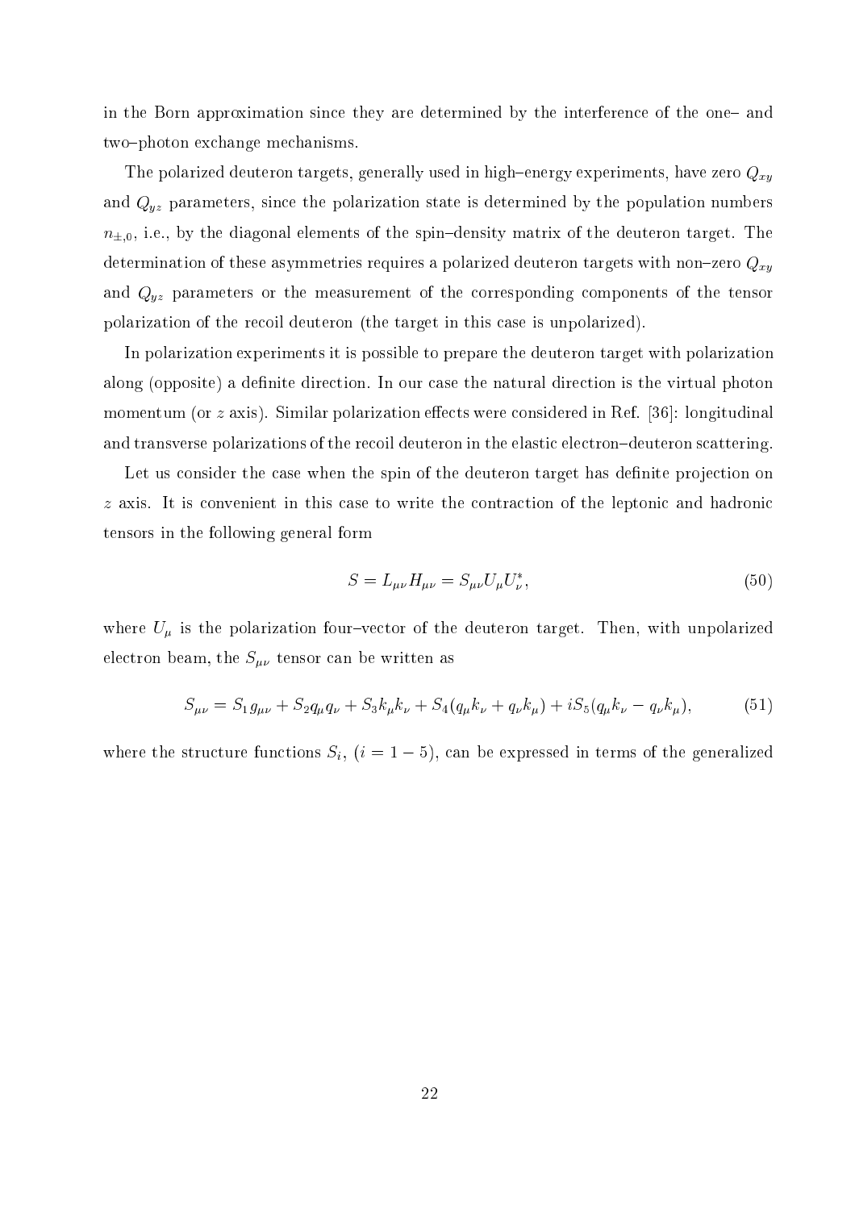in the Born approximation since they are determined by the interference of the one– and two–photon exchange mechanisms.

The polarized deuteron targets, generally used in high–energy experiments, have zero $Q_{xy}$ and $Q_{yz}$ parameters, since the polarization state is determined by the population numbers $n_{\pm,0}$, i.e., by the diagonal elements of the spin–density matrix of the deuteron target. The determination of these asymmetries requires a polarized deuteron targets with non–zero $Q_{xy}$ and $Q_{yz}$ parameters or the measurement of the corresponding components of the tensor polarization of the recoil deuteron (the target in this case is unpolarized).

In polarization experiments it is possible to prepare the deuteron target with polarization along (opposite) a definite direction. In our case the natural direction is the virtual photon momentum (or $z$ axis). Similar polarization effects were considered in Ref. [36]: longitudinal and transverse polarizations of the recoil deuteron in the elastic electron–deuteron scattering.

Let us consider the case when the spin of the deuteron target has definite projection on $z$ axis. It is convenient in this case to write the contraction of the leptonic and hadronic tensors in the following general form

$$S = L_{\mu\nu}H_{\mu\nu} = S_{\mu\nu}U_{\mu}U^{*}_{\nu}, \tag{50}$$

where $U_{\mu}$ is the polarization four–vector of the deuteron target. Then, with unpolarized electron beam, the $S_{\mu\nu}$ tensor can be written as

$$S_{\mu\nu} = S_1 g_{\mu\nu} + S_2 q_{\mu}q_{\nu} + S_3 k_{\mu}k_{\nu} + S_4(q_{\mu}k_{\nu} + q_{\nu}k_{\mu}) + iS_5(q_{\mu}k_{\nu} - q_{\nu}k_{\mu}), \tag{51}$$

where the structure functions $S_i$, $(i = 1-5)$, can be expressed in terms of the generalized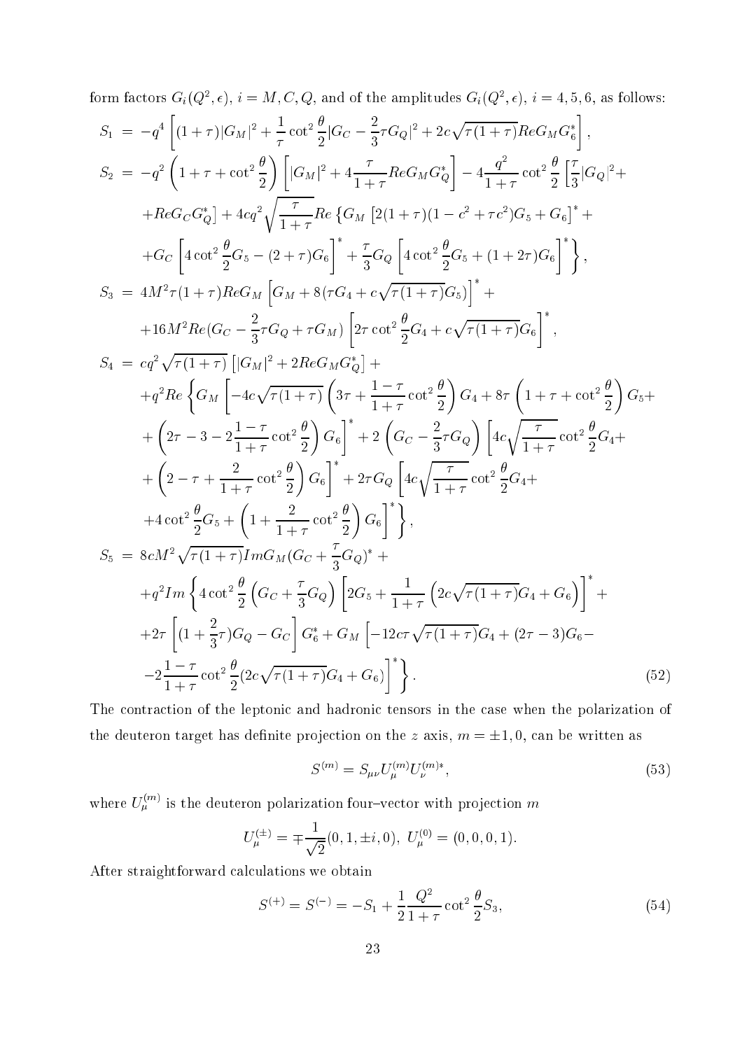form factors $G_i(Q^2,\epsilon)$, $i=M,C,Q$, and of the amplitudes $G_i(Q^2,\epsilon)$, $i=4,5,6$, as follows:

$$
\begin{aligned}
S_1 &= -q^4\left[(1+\tau)|G_M|^2+\frac{1}{\tau}\cot^2\frac{\theta}{2}|G_C-\frac{2}{3}\tau G_Q|^2+2c\sqrt{\tau(1+\tau)}ReG_MG_6^*\right],\\
S_2 &= -q^2\left(1+\tau+\cot^2\frac{\theta}{2}\right)\left[|G_M|^2+4\frac{\tau}{1+\tau}ReG_MG_Q^*\right]-4\frac{q^2}{1+\tau}\cot^2\frac{\theta}{2}\left[\frac{\tau}{3}|G_Q|^2+\right.\\
&+\left.ReG_CG_Q^*\right]+4cq^2\sqrt{\frac{\tau}{1+\tau}}Re\left\{G_M\left[2(1+\tau)(1-c^2+\tau c^2)G_5+G_6\right]^*+\right.\\
&+\left.G_C\left[4\cot^2\frac{\theta}{2}G_5-(2+\tau)G_6\right]^*+\frac{\tau}{3}G_Q\left[4\cot^2\frac{\theta}{2}G_5+(1+2\tau)G_6\right]^*\right\},\\
S_3 &= 4M^2\tau(1+\tau)ReG_M\left[G_M+8(\tau G_4+c\sqrt{\tau(1+\tau)}G_5)\right]^*+\\
&+16M^2Re(G_C-\frac{2}{3}\tau G_Q+\tau G_M)\left[2\tau\cot^2\frac{\theta}{2}G_4+c\sqrt{\tau(1+\tau)}G_6\right]^*,\\
S_4 &= cq^2\sqrt{\tau(1+\tau)}\left[|G_M|^2+2ReG_MG_Q^*\right]+\\
&+q^2Re\left\{G_M\left[-4c\sqrt{\tau(1+\tau)}\left(3\tau+\frac{1-\tau}{1+\tau}\cot^2\frac{\theta}{2}\right)G_4+8\tau\left(1+\tau+\cot^2\frac{\theta}{2}\right)G_5+\right.\right.\\
&+\left.\left(2\tau-3-2\frac{1-\tau}{1+\tau}\cot^2\frac{\theta}{2}\right)G_6\right]^*+2\left(G_C-\frac{2}{3}\tau G_Q\right)\left[4c\sqrt{\frac{\tau}{1+\tau}}\cot^2\frac{\theta}{2}G_4+\right.\\
&+\left.\left(2-\tau+\frac{2}{1+\tau}\cot^2\frac{\theta}{2}\right)G_6\right]^*+2\tau G_Q\left[4c\sqrt{\frac{\tau}{1+\tau}}\cot^2\frac{\theta}{2}G_4+\right.\\
&+\left.\left.4\cot^2\frac{\theta}{2}G_5+\left(1+\frac{2}{1+\tau}\cot^2\frac{\theta}{2}\right)G_6\right]^*\right\},\\
S_5 &= 8cM^2\sqrt{\tau(1+\tau)}ImG_M(G_C+\frac{\tau}{3}G_Q)^*+\\
&+q^2Im\left\{4\cot^2\frac{\theta}{2}\left(G_C+\frac{\tau}{3}G_Q\right)\left[2G_5+\frac{1}{1+\tau}\left(2c\sqrt{\tau(1+\tau)}G_4+G_6\right)\right]^*+\right.\\
&+2\tau\left[(1+\frac{2}{3}\tau)G_Q-G_C\right]G_6^*+G_M\left[-12c\tau\sqrt{\tau(1+\tau)}G_4+(2\tau-3)G_6-\right.\\
&-\left.\left.2\frac{1-\tau}{1+\tau}\cot^2\frac{\theta}{2}(2c\sqrt{\tau(1+\tau)}G_4+G_6)\right]^*\right\}.
\end{aligned}
\tag{52}
$$

The contraction of the leptonic and hadronic tensors in the case when the polarization of the deuteron target has definite projection on the $z$ axis, $m=\pm 1,0$, can be written as

$$S^{(m)}=S_{\mu\nu}U_\mu^{(m)}U_\nu^{(m)*}, \tag{53}$$

where $U_\mu^{(m)}$ is the deuteron polarization four–vector with projection $m$

$$U_\mu^{(\pm)}=\mp\frac{1}{\sqrt{2}}(0,1,\pm i,0),\ U_\mu^{(0)}=(0,0,0,1).$$

After straightforward calculations we obtain

$$S^{(+)}=S^{(-)}=-S_1+\frac{1}{2}\frac{Q^2}{1+\tau}\cot^2\frac{\theta}{2}S_3, \tag{54}$$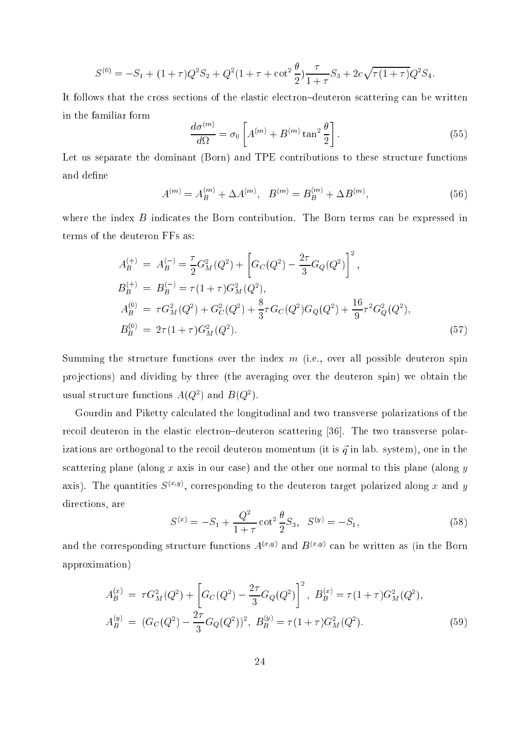$$S^{(0)} = -S_1 + (1+\tau)Q^2 S_2 + Q^2(1+\tau+\cot^2\frac{\theta}{2})\frac{\tau}{1+\tau}S_3 + 2c\sqrt{\tau(1+\tau)}Q^2 S_4.$$

It follows that the cross sections of the elastic electron–deuteron scattering can be written in the familiar form

$$\frac{d\sigma^{(m)}}{d\Omega} = \sigma_0 \left[ A^{(m)} + B^{(m)} \tan^2\frac{\theta}{2} \right]. \tag{55}$$

Let us separate the dominant (Born) and TPE contributions to these structure functions and define

$$A^{(m)} = A_B^{(m)} + \Delta A^{(m)}, \quad B^{(m)} = B_B^{(m)} + \Delta B^{(m)}, \tag{56}$$

where the index $B$ indicates the Born contribution. The Born terms can be expressed in terms of the deuteron FFs as:

$$\begin{aligned}
A_B^{(+)} &= A_B^{(-)} = \frac{\tau}{2}G_M^2(Q^2) + \left[ G_C(Q^2) - \frac{2\tau}{3}G_Q(Q^2) \right]^2, \\
B_B^{(+)} &= B_B^{(-)} = \tau(1+\tau)G_M^2(Q^2), \\
A_B^{(0)} &= \tau G_M^2(Q^2) + G_C^2(Q^2) + \frac{8}{3}\tau G_C(Q^2)G_Q(Q^2) + \frac{16}{9}\tau^2 G_Q^2(Q^2), \\
B_B^{(0)} &= 2\tau(1+\tau)G_M^2(Q^2).
\end{aligned} \tag{57}$$

Summing the structure functions over the index $m$ (i.e., over all possible deuteron spin projections) and dividing by three (the averaging over the deuteron spin) we obtain the usual structure functions $A(Q^2)$ and $B(Q^2)$.

Gourdin and Piketty calculated the longitudinal and two transverse polarizations of the recoil deuteron in the elastic electron–deuteron scattering [36]. The two transverse polarizations are orthogonal to the recoil deuteron momentum (it is $\vec{q}$ in lab. system), one in the scattering plane (along $x$ axis in our case) and the other one normal to this plane (along $y$ axis). The quantities $S^{(x,y)}$, corresponding to the deuteron target polarized along $x$ and $y$ directions, are

$$S^{(x)} = -S_1 + \frac{Q^2}{1+\tau}\cot^2\frac{\theta}{2}S_3, \quad S^{(y)} = -S_1, \tag{58}$$

and the corresponding structure functions $A^{(x,y)}$ and $B^{(x,y)}$ can be written as (in the Born approximation)

$$\begin{aligned}
A_B^{(x)} &= \tau G_M^2(Q^2) + \left[ G_C(Q^2) - \frac{2\tau}{3}G_Q(Q^2) \right]^2, \ B_B^{(x)} = \tau(1+\tau)G_M^2(Q^2), \\
A_B^{(y)} &= (G_C(Q^2) - \frac{2\tau}{3}G_Q(Q^2))^2, \ B_B^{(y)} = \tau(1+\tau)G_M^2(Q^2).
\end{aligned} \tag{59}$$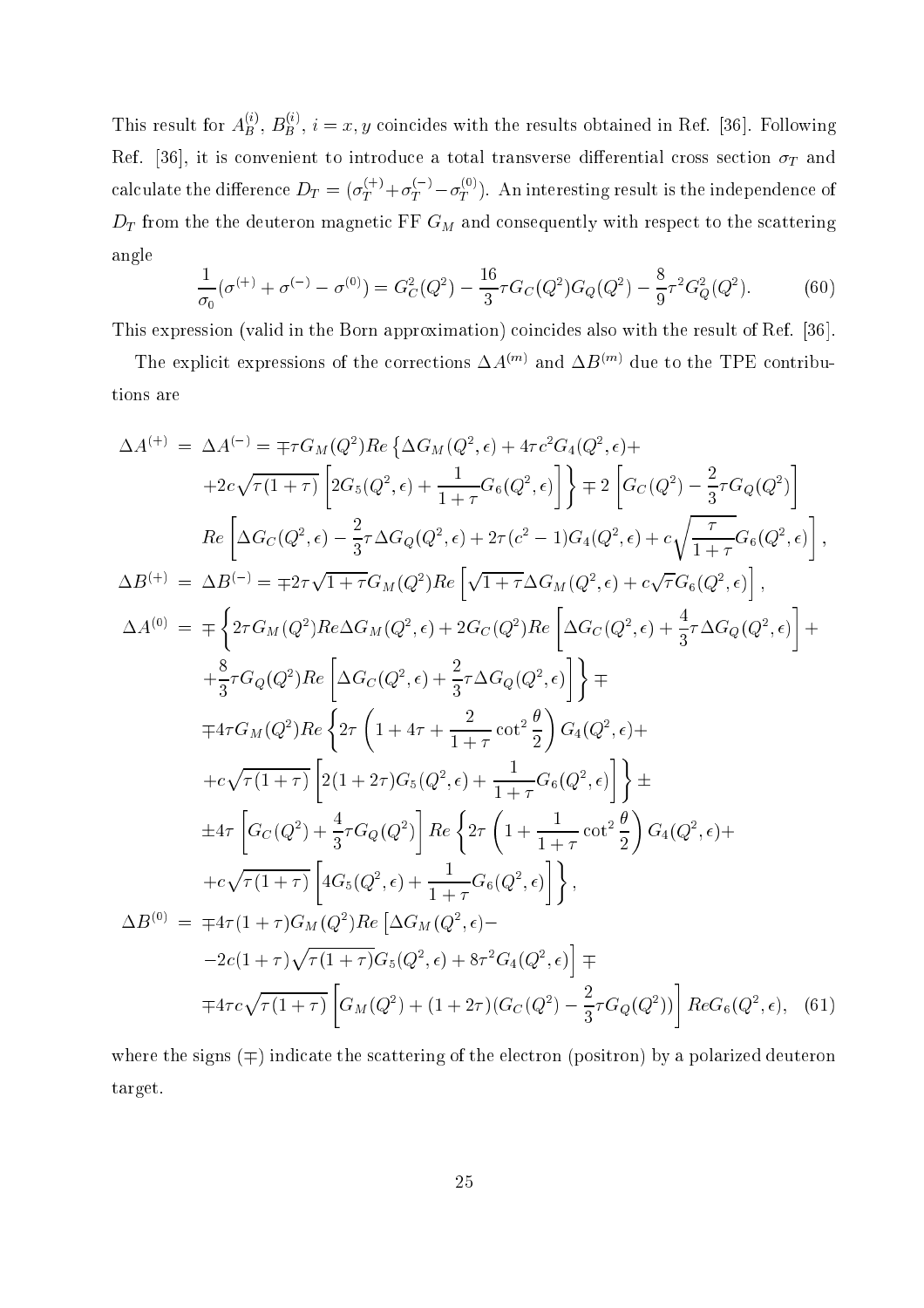This result for $A_B^{(i)}$, $B_B^{(i)}$, $i = x, y$ coincides with the results obtained in Ref. [36]. Following Ref. [36], it is convenient to introduce a total transverse differential cross section $\sigma_T$ and calculate the difference $D_T = (\sigma_T^{(+)} + \sigma_T^{(-)} - \sigma_T^{(0)})$. An interesting result is the independence of $D_T$ from the the deuteron magnetic FF $G_M$ and consequently with respect to the scattering angle

$$\frac{1}{\sigma_0}(\sigma^{(+)} + \sigma^{(-)} - \sigma^{(0)}) = G_C^2(Q^2) - \frac{16}{3}\tau G_C(Q^2)G_Q(Q^2) - \frac{8}{9}\tau^2 G_Q^2(Q^2). \tag{60}$$

This expression (valid in the Born approximation) coincides also with the result of Ref. [36].

The explicit expressions of the corrections $\Delta A^{(m)}$ and $\Delta B^{(m)}$ due to the TPE contributions are

$$\begin{aligned}
\Delta A^{(+)} &= \Delta A^{(-)} = \mp\tau G_M(Q^2) Re\left\{\Delta G_M(Q^2,\epsilon) + 4\tau c^2 G_4(Q^2,\epsilon) + \right.\\
&\left. + 2c\sqrt{\tau(1+\tau)}\left[2G_5(Q^2,\epsilon) + \frac{1}{1+\tau}G_6(Q^2,\epsilon)\right]\right\} \mp 2\left[G_C(Q^2) - \frac{2}{3}\tau G_Q(Q^2)\right]\\
& Re\left[\Delta G_C(Q^2,\epsilon) - \frac{2}{3}\tau\Delta G_Q(Q^2,\epsilon) + 2\tau(c^2-1)G_4(Q^2,\epsilon) + c\sqrt{\frac{\tau}{1+\tau}}G_6(Q^2,\epsilon)\right],\\
\Delta B^{(+)} &= \Delta B^{(-)} = \mp 2\tau\sqrt{1+\tau}G_M(Q^2) Re\left[\sqrt{1+\tau}\Delta G_M(Q^2,\epsilon) + c\sqrt{\tau}G_6(Q^2,\epsilon)\right],\\
\Delta A^{(0)} &= \mp\left\{2\tau G_M(Q^2) Re\Delta G_M(Q^2,\epsilon) + 2G_C(Q^2) Re\left[\Delta G_C(Q^2,\epsilon) + \frac{4}{3}\tau\Delta G_Q(Q^2,\epsilon)\right] + \right.\\
&\left. + \frac{8}{3}\tau G_Q(Q^2) Re\left[\Delta G_C(Q^2,\epsilon) + \frac{2}{3}\tau\Delta G_Q(Q^2,\epsilon)\right]\right\} \mp\\
&\mp 4\tau G_M(Q^2) Re\left\{2\tau\left(1 + 4\tau + \frac{2}{1+\tau}\cot^2\frac{\theta}{2}\right)G_4(Q^2,\epsilon) + \right.\\
&\left. + c\sqrt{\tau(1+\tau)}\left[2(1+2\tau)G_5(Q^2,\epsilon) + \frac{1}{1+\tau}G_6(Q^2,\epsilon)\right]\right\} \pm\\
&\pm 4\tau\left[G_C(Q^2) + \frac{4}{3}\tau G_Q(Q^2)\right] Re\left\{2\tau\left(1 + \frac{1}{1+\tau}\cot^2\frac{\theta}{2}\right)G_4(Q^2,\epsilon) + \right.\\
&\left. + c\sqrt{\tau(1+\tau)}\left[4G_5(Q^2,\epsilon) + \frac{1}{1+\tau}G_6(Q^2,\epsilon)\right]\right\},\\
\Delta B^{(0)} &= \mp 4\tau(1+\tau)G_M(Q^2) Re\left[\Delta G_M(Q^2,\epsilon) - \right.\\
&\left. - 2c(1+\tau)\sqrt{\tau(1+\tau)}G_5(Q^2,\epsilon) + 8\tau^2 G_4(Q^2,\epsilon)\right] \mp\\
&\mp 4\tau c\sqrt{\tau(1+\tau)}\left[G_M(Q^2) + (1+2\tau)(G_C(Q^2) - \frac{2}{3}\tau G_Q(Q^2))\right] Re G_6(Q^2,\epsilon),
\end{aligned} \tag{61}$$

where the signs ($\mp$) indicate the scattering of the electron (positron) by a polarized deuteron target.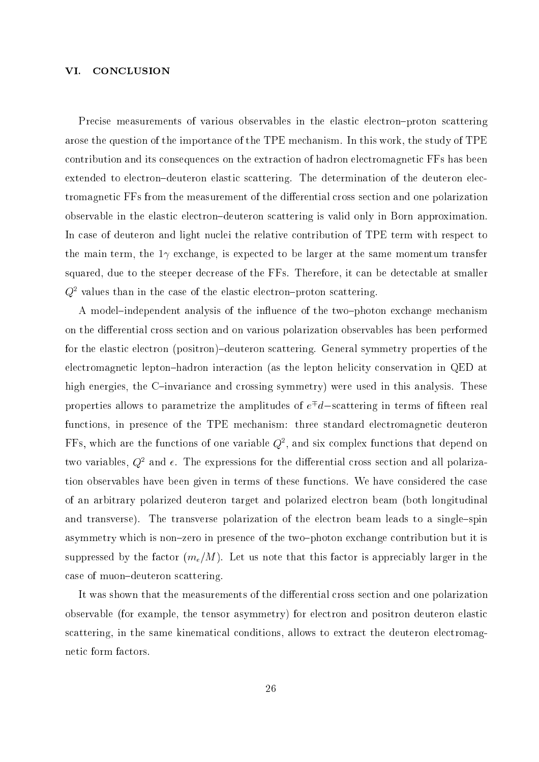## VI. CONCLUSION

Precise measurements of various observables in the elastic electron–proton scattering arose the question of the importance of the TPE mechanism. In this work, the study of TPE contribution and its consequences on the extraction of hadron electromagnetic FFs has been extended to electron–deuteron elastic scattering. The determination of the deuteron electromagnetic FFs from the measurement of the differential cross section and one polarization observable in the elastic electron–deuteron scattering is valid only in Born approximation. In case of deuteron and light nuclei the relative contribution of TPE term with respect to the main term, the $1\gamma$ exchange, is expected to be larger at the same momentum transfer squared, due to the steeper decrease of the FFs. Therefore, it can be detectable at smaller $Q^2$ values than in the case of the elastic electron–proton scattering.

A model–independent analysis of the influence of the two–photon exchange mechanism on the differential cross section and on various polarization observables has been performed for the elastic electron (positron)–deuteron scattering. General symmetry properties of the electromagnetic lepton–hadron interaction (as the lepton helicity conservation in QED at high energies, the C–invariance and crossing symmetry) were used in this analysis. These properties allows to parametrize the amplitudes of $e^{\mp}d-$scattering in terms of fifteen real functions, in presence of the TPE mechanism: three standard electromagnetic deuteron FFs, which are the functions of one variable $Q^2$, and six complex functions that depend on two variables, $Q^2$ and $\epsilon$. The expressions for the differential cross section and all polarization observables have been given in terms of these functions. We have considered the case of an arbitrary polarized deuteron target and polarized electron beam (both longitudinal and transverse). The transverse polarization of the electron beam leads to a single–spin asymmetry which is non–zero in presence of the two–photon exchange contribution but it is suppressed by the factor $(m_e/M)$. Let us note that this factor is appreciably larger in the case of muon–deuteron scattering.

It was shown that the measurements of the differential cross section and one polarization observable (for example, the tensor asymmetry) for electron and positron deuteron elastic scattering, in the same kinematical conditions, allows to extract the deuteron electromagnetic form factors.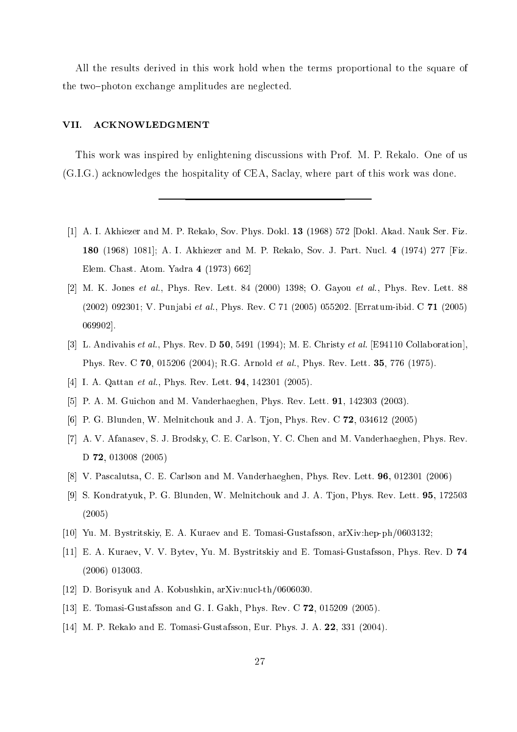All the results derived in this work hold when the terms proportional to the square of the two–photon exchange amplitudes are neglected.

## VII. ACKNOWLEDGMENT

This work was inspired by enlightening discussions with Prof. M. P. Rekalo. One of us (G.I.G.) acknowledges the hospitality of CEA, Saclay, where part of this work was done.

---

[1] A. I. Akhiezer and M. P. Rekalo, Sov. Phys. Dokl. **13** (1968) 572 [Dokl. Akad. Nauk Ser. Fiz. **180** (1968) 1081]; A. I. Akhiezer and M. P. Rekalo, Sov. J. Part. Nucl. **4** (1974) 277 [Fiz. Elem. Chast. Atom. Yadra **4** (1973) 662]

[2] M. K. Jones *et al.*, Phys. Rev. Lett. 84 (2000) 1398; O. Gayou *et al.*, Phys. Rev. Lett. 88 (2002) 092301; V. Punjabi *et al.*, Phys. Rev. C 71 (2005) 055202. [Erratum-ibid. C **71** (2005) 069902].

[3] L. Andivahis *et al.*, Phys. Rev. D **50**, 5491 (1994); M. E. Christy *et al.* [E94110 Collaboration], Phys. Rev. C **70**, 015206 (2004); R.G. Arnold *et al.*, Phys. Rev. Lett. **35**, 776 (1975).

[4] I. A. Qattan *et al.*, Phys. Rev. Lett. **94**, 142301 (2005).

[5] P. A. M. Guichon and M. Vanderhaeghen, Phys. Rev. Lett. **91**, 142303 (2003).

[6] P. G. Blunden, W. Melnitchouk and J. A. Tjon, Phys. Rev. C **72**, 034612 (2005)

[7] A. V. Afanasev, S. J. Brodsky, C. E. Carlson, Y. C. Chen and M. Vanderhaeghen, Phys. Rev. D **72**, 013008 (2005)

[8] V. Pascalutsa, C. E. Carlson and M. Vanderhaeghen, Phys. Rev. Lett. **96**, 012301 (2006)

[9] S. Kondratyuk, P. G. Blunden, W. Melnitchouk and J. A. Tjon, Phys. Rev. Lett. **95**, 172503 (2005)

[10] Yu. M. Bystritskiy, E. A. Kuraev and E. Tomasi-Gustafsson, arXiv:hep-ph/0603132;

[11] E. A. Kuraev, V. V. Bytev, Yu. M. Bystritskiy and E. Tomasi-Gustafsson, Phys. Rev. D **74** (2006) 013003.

[12] D. Borisyuk and A. Kobushkin, arXiv:nucl-th/0606030.

[13] E. Tomasi-Gustafsson and G. I. Gakh, Phys. Rev. C **72**, 015209 (2005).

[14] M. P. Rekalo and E. Tomasi-Gustafsson, Eur. Phys. J. A. **22**, 331 (2004).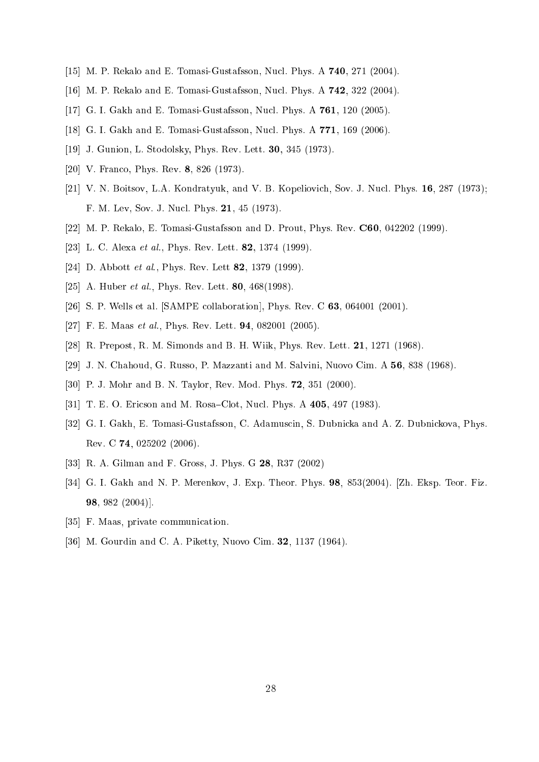[15] M. P. Rekalo and E. Tomasi-Gustafsson, Nucl. Phys. A **740**, 271 (2004).

[16] M. P. Rekalo and E. Tomasi-Gustafsson, Nucl. Phys. A **742**, 322 (2004).

[17] G. I. Gakh and E. Tomasi-Gustafsson, Nucl. Phys. A **761**, 120 (2005).

[18] G. I. Gakh and E. Tomasi-Gustafsson, Nucl. Phys. A **771**, 169 (2006).

[19] J. Gunion, L. Stodolsky, Phys. Rev. Lett. **30**, 345 (1973).

[20] V. Franco, Phys. Rev. **8**, 826 (1973).

[21] V. N. Boitsov, L.A. Kondratyuk, and V. B. Kopeliovich, Sov. J. Nucl. Phys. **16**, 287 (1973); F. M. Lev, Sov. J. Nucl. Phys. **21**, 45 (1973).

[22] M. P. Rekalo, E. Tomasi-Gustafsson and D. Prout, Phys. Rev. **C60**, 042202 (1999).

[23] L. C. Alexa *et al.*, Phys. Rev. Lett. **82**, 1374 (1999).

[24] D. Abbott *et al.*, Phys. Rev. Lett **82**, 1379 (1999).

[25] A. Huber *et al.*, Phys. Rev. Lett. **80**, 468(1998).

[26] S. P. Wells et al. [SAMPE collaboration], Phys. Rev. C **63**, 064001 (2001).

[27] F. E. Maas *et al.*, Phys. Rev. Lett. **94**, 082001 (2005).

[28] R. Prepost, R. M. Simonds and B. H. Wiik, Phys. Rev. Lett. **21**, 1271 (1968).

[29] J. N. Chahoud, G. Russo, P. Mazzanti and M. Salvini, Nuovo Cim. A **56**, 838 (1968).

[30] P. J. Mohr and B. N. Taylor, Rev. Mod. Phys. **72**, 351 (2000).

[31] T. E. O. Ericson and M. Rosa–Clot, Nucl. Phys. A **405**, 497 (1983).

[32] G. I. Gakh, E. Tomasi-Gustafsson, C. Adamuscin, S. Dubnicka and A. Z. Dubnickova, Phys. Rev. C **74**, 025202 (2006).

[33] R. A. Gilman and F. Gross, J. Phys. G **28**, R37 (2002)

[34] G. I. Gakh and N. P. Merenkov, J. Exp. Theor. Phys. **98**, 853(2004). [Zh. Eksp. Teor. Fiz. **98**, 982 (2004)].

[35] F. Maas, private communication.

[36] M. Gourdin and C. A. Piketty, Nuovo Cim. **32**, 1137 (1964).